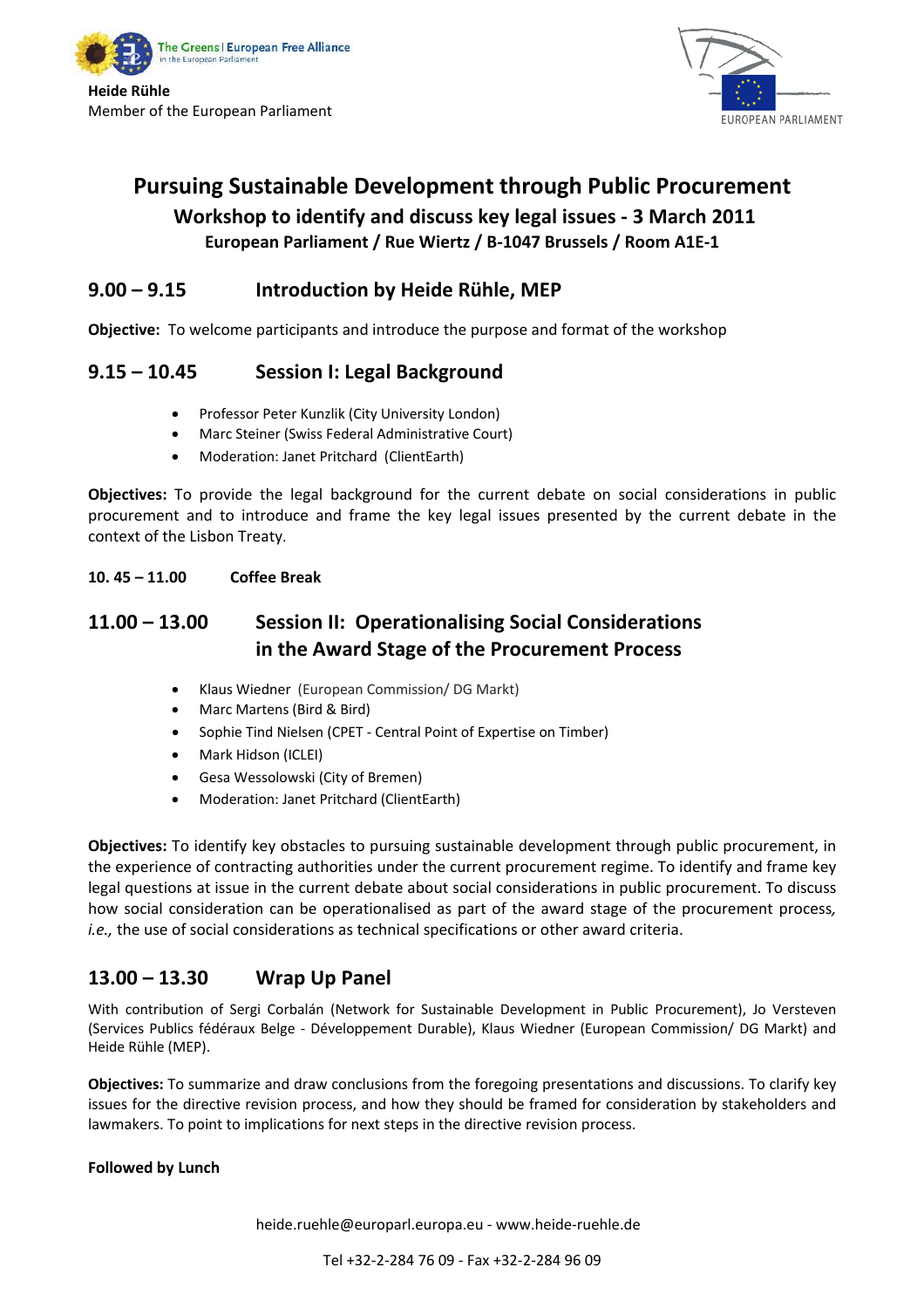The Greens | European Free Alliance
in the European Parliament

**Heide Rühle**
Member of the European Parliament

EUROPEAN PARLIAMENT

# Pursuing Sustainable Development through Public Procurement

## Workshop to identify and discuss key legal issues - 3 March 2011

### European Parliament / Rue Wiertz / B-1047 Brussels / Room A1E-1

## 9.00 – 9.15 Introduction by Heide Rühle, MEP

**Objective:** To welcome participants and introduce the purpose and format of the workshop

## 9.15 – 10.45 Session I: Legal Background

- Professor Peter Kunzlik (City University London)
- Marc Steiner (Swiss Federal Administrative Court)
- Moderation: Janet Pritchard (ClientEarth)

**Objectives:** To provide the legal background for the current debate on social considerations in public procurement and to introduce and frame the key legal issues presented by the current debate in the context of the Lisbon Treaty.

**10. 45 – 11.00 Coffee Break**

## 11.00 – 13.00 Session II: Operationalising Social Considerations in the Award Stage of the Procurement Process

- Klaus Wiedner (European Commission/ DG Markt)
- Marc Martens (Bird & Bird)
- Sophie Tind Nielsen (CPET - Central Point of Expertise on Timber)
- Mark Hidson (ICLEI)
- Gesa Wessolowski (City of Bremen)
- Moderation: Janet Pritchard (ClientEarth)

**Objectives:** To identify key obstacles to pursuing sustainable development through public procurement, in the experience of contracting authorities under the current procurement regime. To identify and frame key legal questions at issue in the current debate about social considerations in public procurement. To discuss how social consideration can be operationalised as part of the award stage of the procurement process*, i.e.,* the use of social considerations as technical specifications or other award criteria.

## 13.00 – 13.30 Wrap Up Panel

With contribution of Sergi Corbalán (Network for Sustainable Development in Public Procurement), Jo Versteven (Services Publics fédéraux Belge - Développement Durable), Klaus Wiedner (European Commission/ DG Markt) and Heide Rühle (MEP).

**Objectives:** To summarize and draw conclusions from the foregoing presentations and discussions. To clarify key issues for the directive revision process, and how they should be framed for consideration by stakeholders and lawmakers. To point to implications for next steps in the directive revision process.

**Followed by Lunch**

heide.ruehle@europarl.europa.eu - www.heide-ruehle.de

Tel +32-2-284 76 09 - Fax +32-2-284 96 09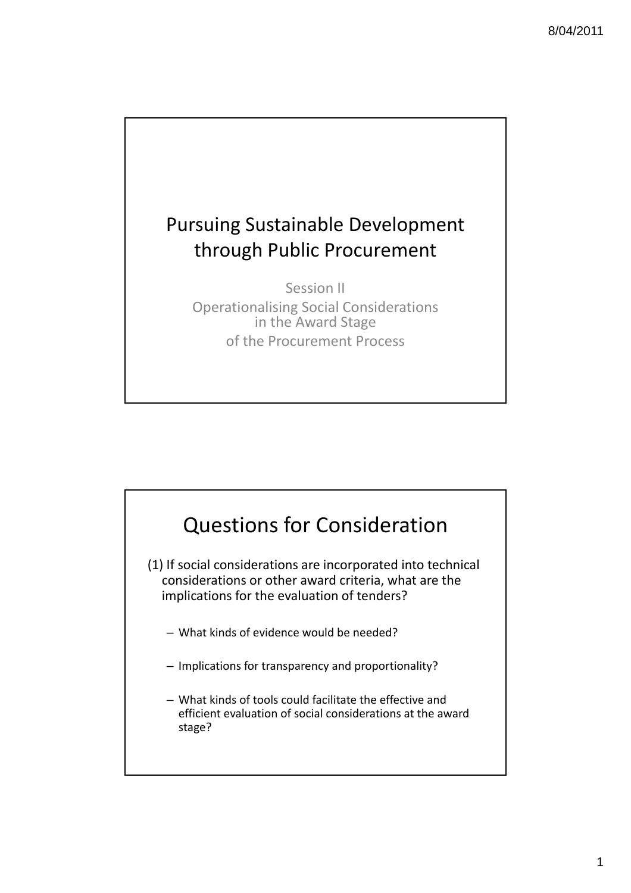# Pursuing Sustainable Development through Public Procurement

Session II

Operationalising Social Considerations in the Award Stage of the Procurement Process

# Questions for Consideration

(1) If social considerations are incorporated into technical considerations or other award criteria, what are the implications for the evaluation of tenders?

- What kinds of evidence would be needed?
- Implications for transparency and proportionality?
- What kinds of tools could facilitate the effective and efficient evaluation of social considerations at the award stage?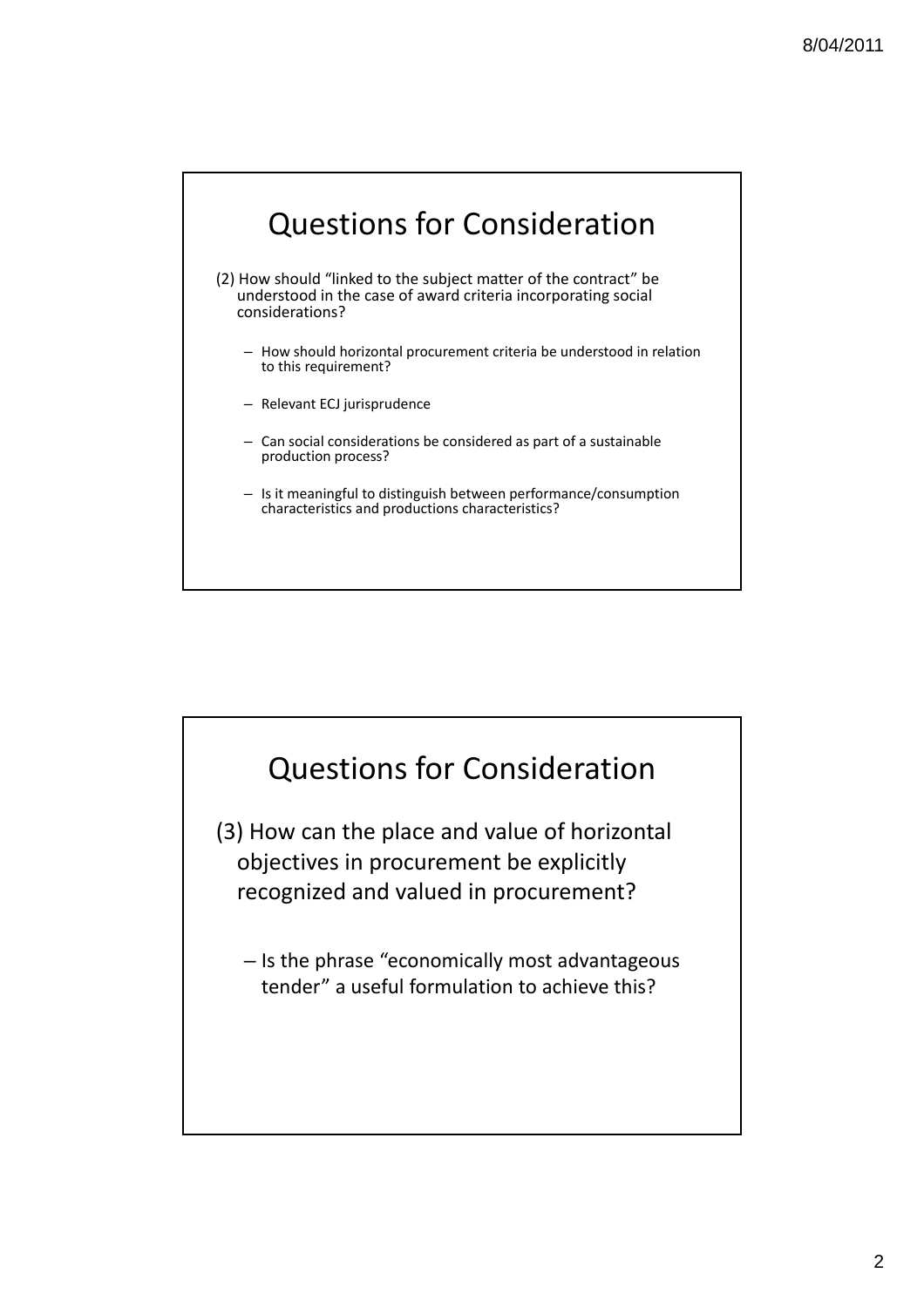## Questions for Consideration

(2) How should "linked to the subject matter of the contract" be understood in the case of award criteria incorporating social considerations?

- How should horizontal procurement criteria be understood in relation to this requirement?
- Relevant ECJ jurisprudence
- Can social considerations be considered as part of a sustainable production process?
- Is it meaningful to distinguish between performance/consumption characteristics and productions characteristics?

## Questions for Consideration

(3) How can the place and value of horizontal objectives in procurement be explicitly recognized and valued in procurement?

- Is the phrase "economically most advantageous tender" a useful formulation to achieve this?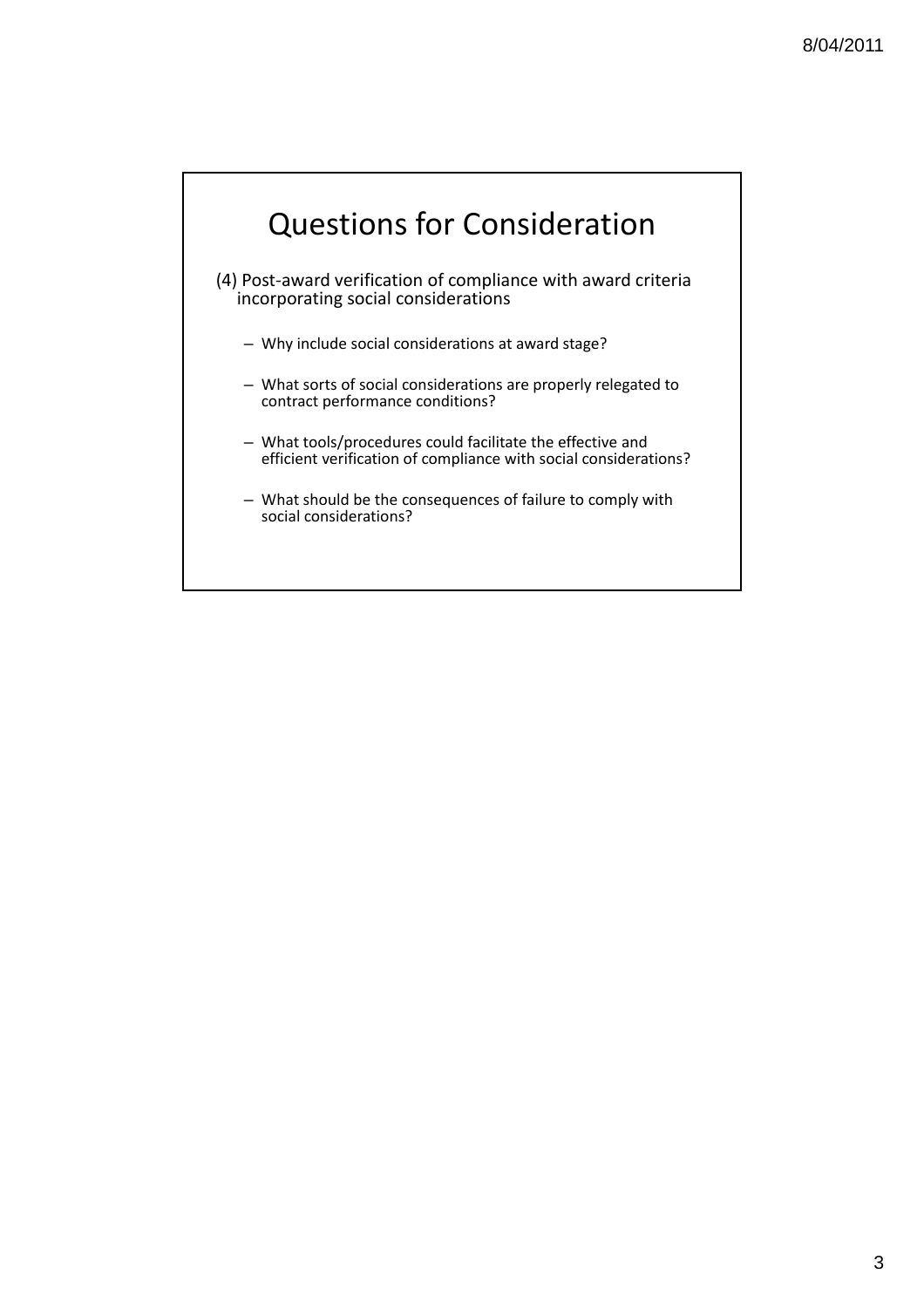# Questions for Consideration

(4) Post-award verification of compliance with award criteria incorporating social considerations

- Why include social considerations at award stage?
- What sorts of social considerations are properly relegated to contract performance conditions?
- What tools/procedures could facilitate the effective and efficient verification of compliance with social considerations?
- What should be the consequences of failure to comply with social considerations?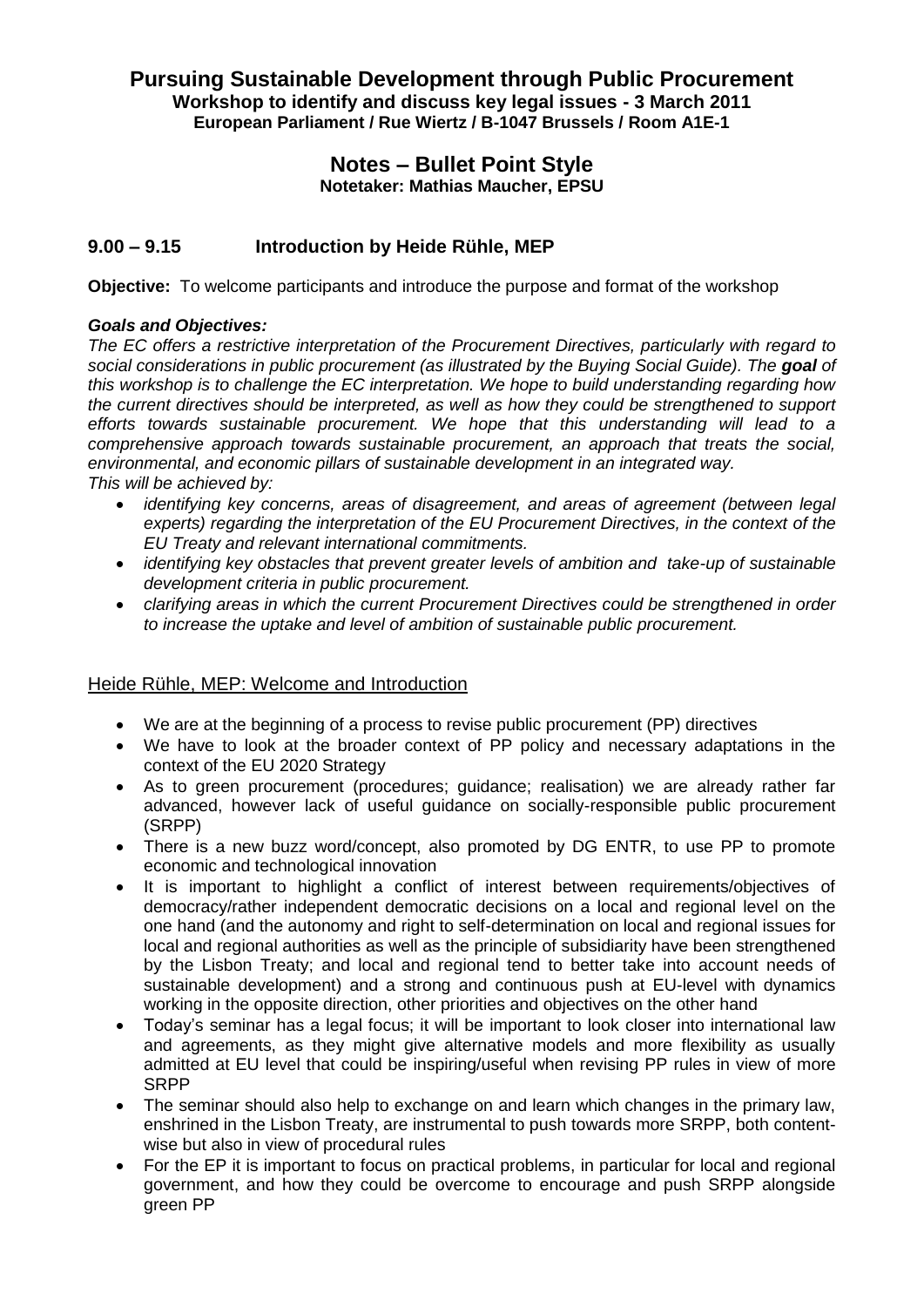# Pursuing Sustainable Development through Public Procurement

**Workshop to identify and discuss key legal issues - 3 March 2011**
**European Parliament / Rue Wiertz / B-1047 Brussels / Room A1E-1**

## Notes – Bullet Point Style

**Notetaker: Mathias Maucher, EPSU**

### 9.00 – 9.15 Introduction by Heide Rühle, MEP

**Objective:** To welcome participants and introduce the purpose and format of the workshop

***Goals and Objectives:***

*The EC offers a restrictive interpretation of the Procurement Directives, particularly with regard to social considerations in public procurement (as illustrated by the Buying Social Guide). The* ***goal*** *of this workshop is to challenge the EC interpretation. We hope to build understanding regarding how the current directives should be interpreted, as well as how they could be strengthened to support efforts towards sustainable procurement. We hope that this understanding will lead to a comprehensive approach towards sustainable procurement, an approach that treats the social, environmental, and economic pillars of sustainable development in an integrated way.*

*This will be achieved by:*

- *identifying key concerns, areas of disagreement, and areas of agreement (between legal experts) regarding the interpretation of the EU Procurement Directives, in the context of the EU Treaty and relevant international commitments.*
- *identifying key obstacles that prevent greater levels of ambition and take-up of sustainable development criteria in public procurement.*
- *clarifying areas in which the current Procurement Directives could be strengthened in order to increase the uptake and level of ambition of sustainable public procurement.*

<u>Heide Rühle, MEP: Welcome and Introduction</u>

- We are at the beginning of a process to revise public procurement (PP) directives
- We have to look at the broader context of PP policy and necessary adaptations in the context of the EU 2020 Strategy
- As to green procurement (procedures; guidance; realisation) we are already rather far advanced, however lack of useful guidance on socially-responsible public procurement (SRPP)
- There is a new buzz word/concept, also promoted by DG ENTR, to use PP to promote economic and technological innovation
- It is important to highlight a conflict of interest between requirements/objectives of democracy/rather independent democratic decisions on a local and regional level on the one hand (and the autonomy and right to self-determination on local and regional issues for local and regional authorities as well as the principle of subsidiarity have been strengthened by the Lisbon Treaty; and local and regional tend to better take into account needs of sustainable development) and a strong and continuous push at EU-level with dynamics working in the opposite direction, other priorities and objectives on the other hand
- Today's seminar has a legal focus; it will be important to look closer into international law and agreements, as they might give alternative models and more flexibility as usually admitted at EU level that could be inspiring/useful when revising PP rules in view of more SRPP
- The seminar should also help to exchange on and learn which changes in the primary law, enshrined in the Lisbon Treaty, are instrumental to push towards more SRPP, both content-wise but also in view of procedural rules
- For the EP it is important to focus on practical problems, in particular for local and regional government, and how they could be overcome to encourage and push SRPP alongside green PP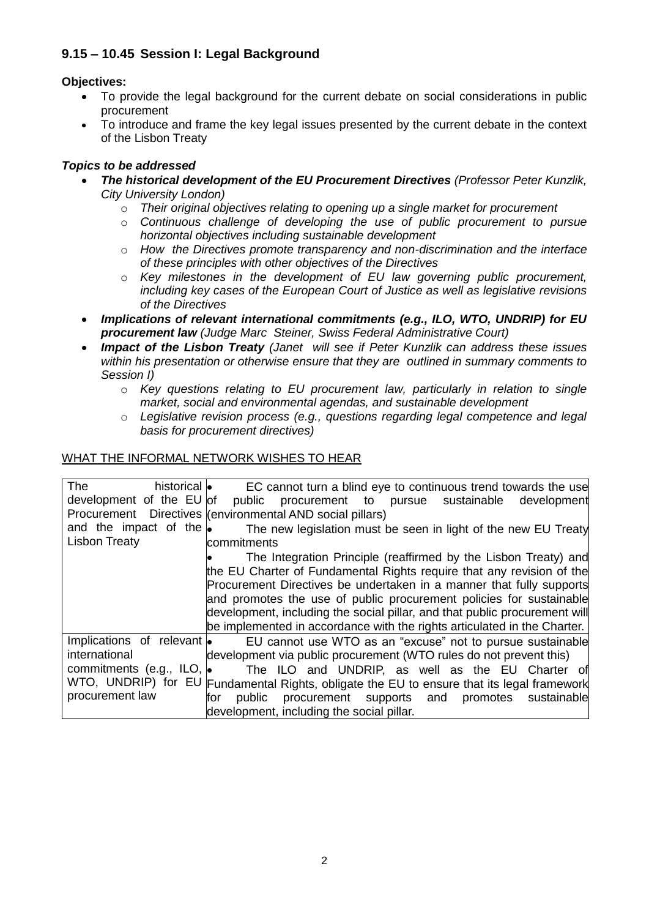## 9.15 – 10.45 Session I: Legal Background

**Objectives:**

- To provide the legal background for the current debate on social considerations in public procurement
- To introduce and frame the key legal issues presented by the current debate in the context of the Lisbon Treaty

***Topics to be addressed***

- ***The historical development of the EU Procurement Directives*** *(Professor Peter Kunzlik, City University London)*
  - *Their original objectives relating to opening up a single market for procurement*
  - *Continuous challenge of developing the use of public procurement to pursue horizontal objectives including sustainable development*
  - *How the Directives promote transparency and non-discrimination and the interface of these principles with other objectives of the Directives*
  - *Key milestones in the development of EU law governing public procurement, including key cases of the European Court of Justice as well as legislative revisions of the Directives*
- ***Implications of relevant international commitments (e.g., ILO, WTO, UNDRIP) for EU procurement law*** *(Judge Marc Steiner, Swiss Federal Administrative Court)*
- ***Impact of the Lisbon Treaty*** *(Janet will see if Peter Kunzlik can address these issues within his presentation or otherwise ensure that they are outlined in summary comments to Session I)*
  - *Key questions relating to EU procurement law, particularly in relation to single market, social and environmental agendas, and sustainable development*
  - *Legislative revision process (e.g., questions regarding legal competence and legal basis for procurement directives)*

WHAT THE INFORMAL NETWORK WISHES TO HEAR

| | |
|---|---|
| The historical development of the EU Procurement Directives and the impact of the Lisbon Treaty | • EC cannot turn a blind eye to continuous trend towards the use of public procurement to pursue sustainable development (environmental AND social pillars)<br>• The new legislation must be seen in light of the new EU Treaty commitments<br>• The Integration Principle (reaffirmed by the Lisbon Treaty) and the EU Charter of Fundamental Rights require that any revision of the Procurement Directives be undertaken in a manner that fully supports and promotes the use of public procurement policies for sustainable development, including the social pillar, and that public procurement will be implemented in accordance with the rights articulated in the Charter. |
| Implications of relevant international commitments (e.g., ILO, WTO, UNDRIP) for EU procurement law | • EU cannot use WTO as an "excuse" not to pursue sustainable development via public procurement (WTO rules do not prevent this)<br>• The ILO and UNDRIP, as well as the EU Charter of Fundamental Rights, obligate the EU to ensure that its legal framework for public procurement supports and promotes sustainable development, including the social pillar. |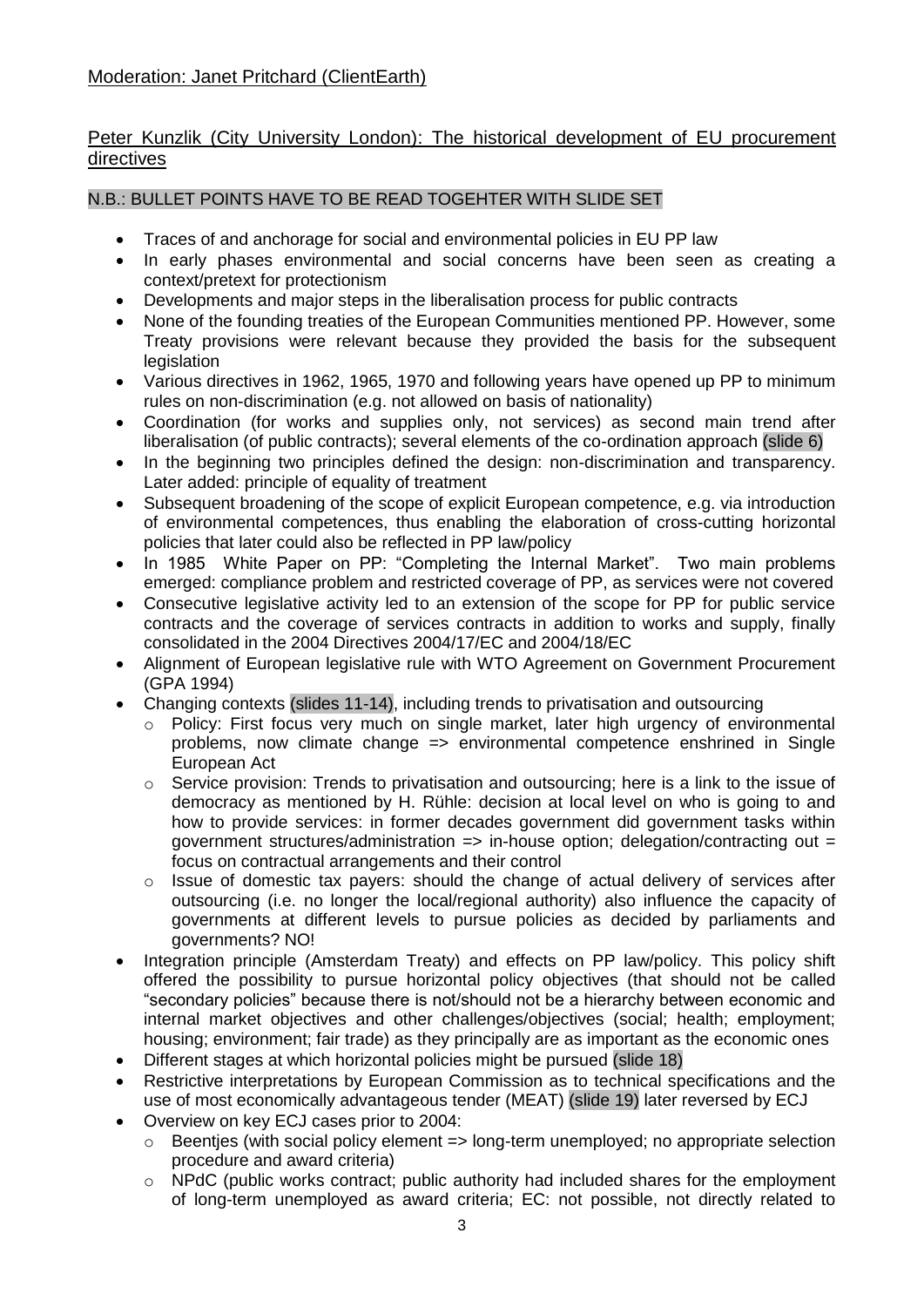Moderation: Janet Pritchard (ClientEarth)

Peter Kunzlik (City University London): The historical development of EU procurement directives

N.B.: BULLET POINTS HAVE TO BE READ TOGEHTER WITH SLIDE SET

- Traces of and anchorage for social and environmental policies in EU PP law
- In early phases environmental and social concerns have been seen as creating a context/pretext for protectionism
- Developments and major steps in the liberalisation process for public contracts
- None of the founding treaties of the European Communities mentioned PP. However, some Treaty provisions were relevant because they provided the basis for the subsequent legislation
- Various directives in 1962, 1965, 1970 and following years have opened up PP to minimum rules on non-discrimination (e.g. not allowed on basis of nationality)
- Coordination (for works and supplies only, not services) as second main trend after liberalisation (of public contracts); several elements of the co-ordination approach (slide 6)
- In the beginning two principles defined the design: non-discrimination and transparency. Later added: principle of equality of treatment
- Subsequent broadening of the scope of explicit European competence, e.g. via introduction of environmental competences, thus enabling the elaboration of cross-cutting horizontal policies that later could also be reflected in PP law/policy
- In 1985 White Paper on PP: "Completing the Internal Market". Two main problems emerged: compliance problem and restricted coverage of PP, as services were not covered
- Consecutive legislative activity led to an extension of the scope for PP for public service contracts and the coverage of services contracts in addition to works and supply, finally consolidated in the 2004 Directives 2004/17/EC and 2004/18/EC
- Alignment of European legislative rule with WTO Agreement on Government Procurement (GPA 1994)
- Changing contexts (slides 11-14), including trends to privatisation and outsourcing
  - Policy: First focus very much on single market, later high urgency of environmental problems, now climate change => environmental competence enshrined in Single European Act
  - Service provision: Trends to privatisation and outsourcing; here is a link to the issue of democracy as mentioned by H. Rühle: decision at local level on who is going to and how to provide services: in former decades government did government tasks within government structures/administration => in-house option; delegation/contracting out = focus on contractual arrangements and their control
  - Issue of domestic tax payers: should the change of actual delivery of services after outsourcing (i.e. no longer the local/regional authority) also influence the capacity of governments at different levels to pursue policies as decided by parliaments and governments? NO!
- Integration principle (Amsterdam Treaty) and effects on PP law/policy. This policy shift offered the possibility to pursue horizontal policy objectives (that should not be called "secondary policies" because there is not/should not be a hierarchy between economic and internal market objectives and other challenges/objectives (social; health; employment; housing; environment; fair trade) as they principally are as important as the economic ones
- Different stages at which horizontal policies might be pursued (slide 18)
- Restrictive interpretations by European Commission as to technical specifications and the use of most economically advantageous tender (MEAT) (slide 19) later reversed by ECJ
- Overview on key ECJ cases prior to 2004:
  - Beentjes (with social policy element => long-term unemployed; no appropriate selection procedure and award criteria)
  - NPdC (public works contract; public authority had included shares for the employment of long-term unemployed as award criteria; EC: not possible, not directly related to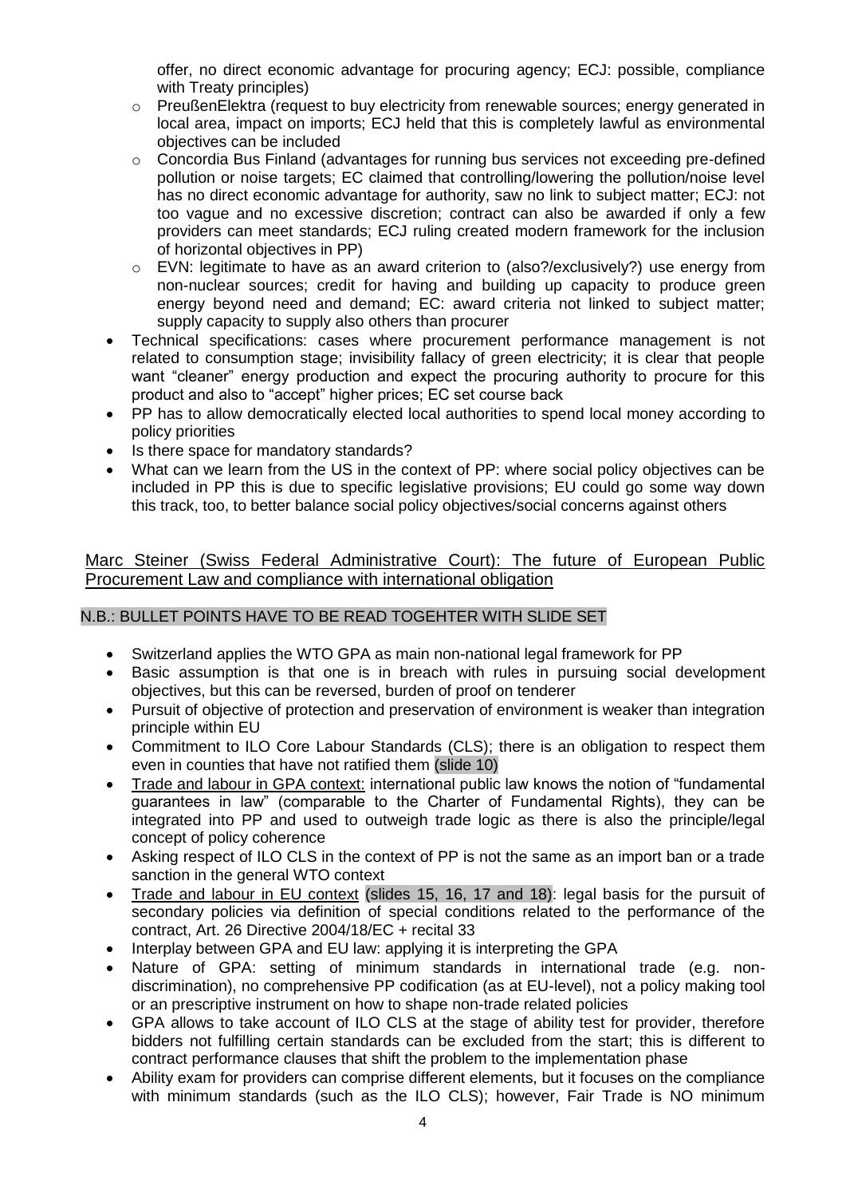offer, no direct economic advantage for procuring agency; ECJ: possible, compliance with Treaty principles)

  - PreußenElektra (request to buy electricity from renewable sources; energy generated in local area, impact on imports; ECJ held that this is completely lawful as environmental objectives can be included
  - Concordia Bus Finland (advantages for running bus services not exceeding pre-defined pollution or noise targets; EC claimed that controlling/lowering the pollution/noise level has no direct economic advantage for authority, saw no link to subject matter; ECJ: not too vague and no excessive discretion; contract can also be awarded if only a few providers can meet standards; ECJ ruling created modern framework for the inclusion of horizontal objectives in PP)
  - EVN: legitimate to have as an award criterion to (also?/exclusively?) use energy from non-nuclear sources; credit for having and building up capacity to produce green energy beyond need and demand; EC: award criteria not linked to subject matter; supply capacity to supply also others than procurer
- Technical specifications: cases where procurement performance management is not related to consumption stage; invisibility fallacy of green electricity; it is clear that people want "cleaner" energy production and expect the procuring authority to procure for this product and also to "accept" higher prices; EC set course back
- PP has to allow democratically elected local authorities to spend local money according to policy priorities
- Is there space for mandatory standards?
- What can we learn from the US in the context of PP: where social policy objectives can be included in PP this is due to specific legislative provisions; EU could go some way down this track, too, to better balance social policy objectives/social concerns against others

## Marc Steiner (Swiss Federal Administrative Court): The future of European Public Procurement Law and compliance with international obligation

N.B.: BULLET POINTS HAVE TO BE READ TOGEHTER WITH SLIDE SET

- Switzerland applies the WTO GPA as main non-national legal framework for PP
- Basic assumption is that one is in breach with rules in pursuing social development objectives, but this can be reversed, burden of proof on tenderer
- Pursuit of objective of protection and preservation of environment is weaker than integration principle within EU
- Commitment to ILO Core Labour Standards (CLS); there is an obligation to respect them even in counties that have not ratified them (slide 10)
- Trade and labour in GPA context: international public law knows the notion of "fundamental guarantees in law" (comparable to the Charter of Fundamental Rights), they can be integrated into PP and used to outweigh trade logic as there is also the principle/legal concept of policy coherence
- Asking respect of ILO CLS in the context of PP is not the same as an import ban or a trade sanction in the general WTO context
- Trade and labour in EU context (slides 15, 16, 17 and 18): legal basis for the pursuit of secondary policies via definition of special conditions related to the performance of the contract, Art. 26 Directive 2004/18/EC + recital 33
- Interplay between GPA and EU law: applying it is interpreting the GPA
- Nature of GPA: setting of minimum standards in international trade (e.g. non-discrimination), no comprehensive PP codification (as at EU-level), not a policy making tool or an prescriptive instrument on how to shape non-trade related policies
- GPA allows to take account of ILO CLS at the stage of ability test for provider, therefore bidders not fulfilling certain standards can be excluded from the start; this is different to contract performance clauses that shift the problem to the implementation phase
- Ability exam for providers can comprise different elements, but it focuses on the compliance with minimum standards (such as the ILO CLS); however, Fair Trade is NO minimum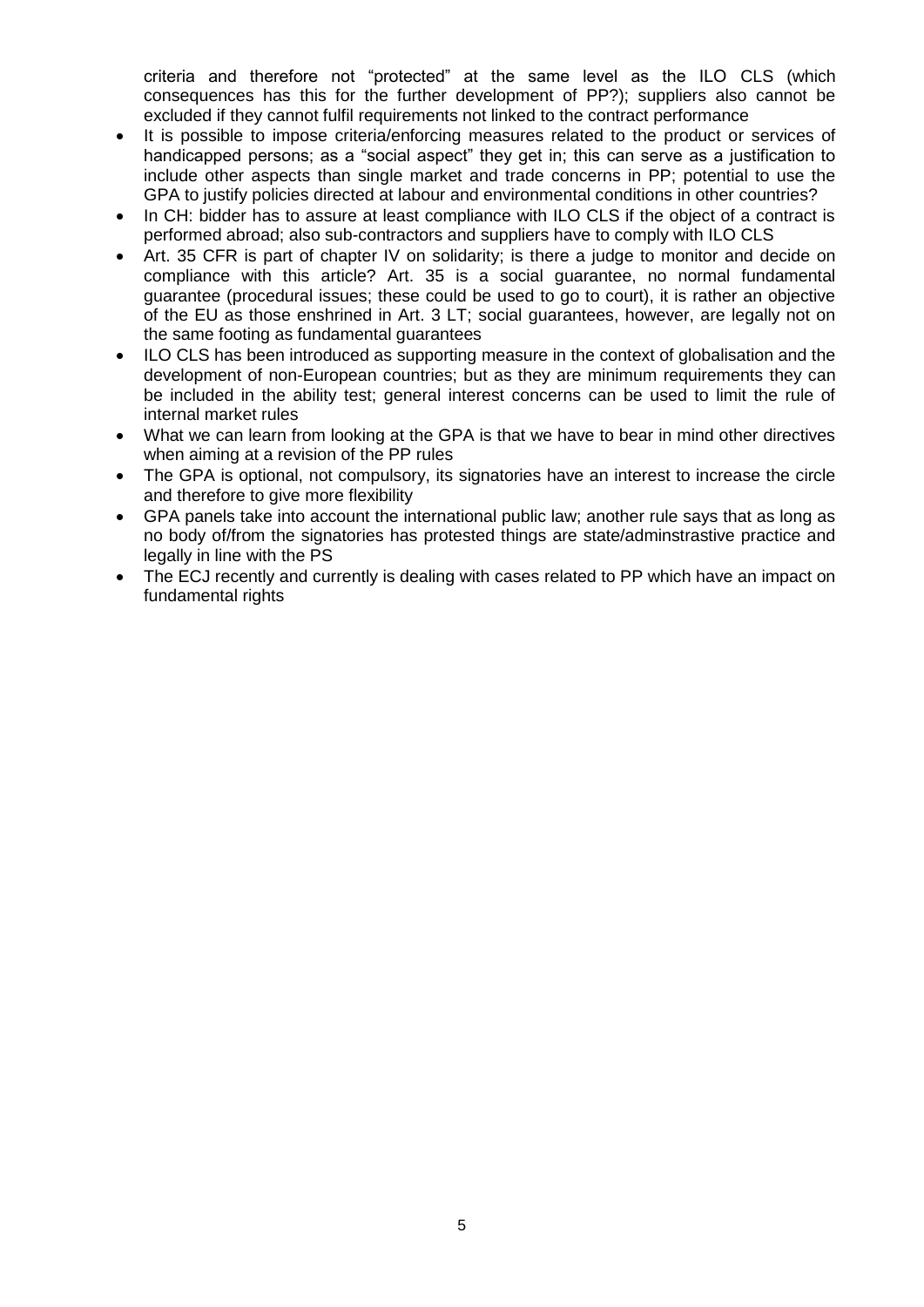criteria and therefore not "protected" at the same level as the ILO CLS (which consequences has this for the further development of PP?); suppliers also cannot be excluded if they cannot fulfil requirements not linked to the contract performance

- It is possible to impose criteria/enforcing measures related to the product or services of handicapped persons; as a "social aspect" they get in; this can serve as a justification to include other aspects than single market and trade concerns in PP; potential to use the GPA to justify policies directed at labour and environmental conditions in other countries?
- In CH: bidder has to assure at least compliance with ILO CLS if the object of a contract is performed abroad; also sub-contractors and suppliers have to comply with ILO CLS
- Art. 35 CFR is part of chapter IV on solidarity; is there a judge to monitor and decide on compliance with this article? Art. 35 is a social guarantee, no normal fundamental guarantee (procedural issues; these could be used to go to court), it is rather an objective of the EU as those enshrined in Art. 3 LT; social guarantees, however, are legally not on the same footing as fundamental guarantees
- ILO CLS has been introduced as supporting measure in the context of globalisation and the development of non-European countries; but as they are minimum requirements they can be included in the ability test; general interest concerns can be used to limit the rule of internal market rules
- What we can learn from looking at the GPA is that we have to bear in mind other directives when aiming at a revision of the PP rules
- The GPA is optional, not compulsory, its signatories have an interest to increase the circle and therefore to give more flexibility
- GPA panels take into account the international public law; another rule says that as long as no body of/from the signatories has protested things are state/adminstrastive practice and legally in line with the PS
- The ECJ recently and currently is dealing with cases related to PP which have an impact on fundamental rights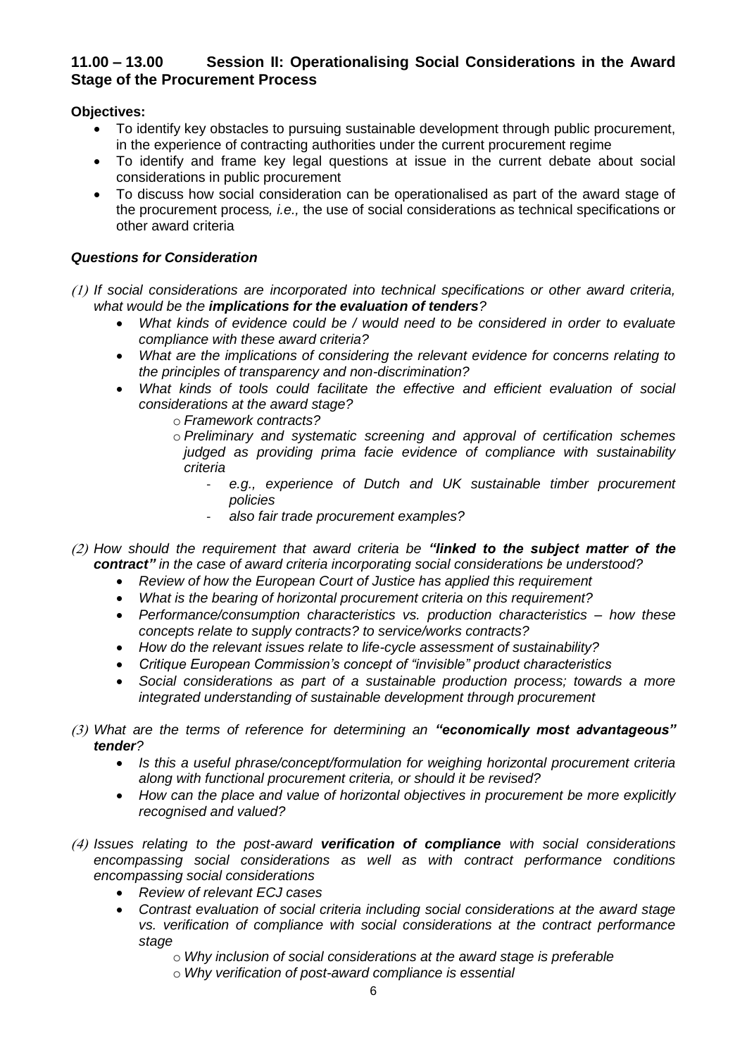## 11.00 – 13.00 Session II: Operationalising Social Considerations in the Award Stage of the Procurement Process

**Objectives:**

- To identify key obstacles to pursuing sustainable development through public procurement, in the experience of contracting authorities under the current procurement regime
- To identify and frame key legal questions at issue in the current debate about social considerations in public procurement
- To discuss how social consideration can be operationalised as part of the award stage of the procurement process*, i.e.,* the use of social considerations as technical specifications or other award criteria

***Questions for Consideration***

*(1) If social considerations are incorporated into technical specifications or other award criteria, what would be the **implications for the evaluation of tenders**?*

- *What kinds of evidence could be / would need to be considered in order to evaluate compliance with these award criteria?*
- *What are the implications of considering the relevant evidence for concerns relating to the principles of transparency and non-discrimination?*
- *What kinds of tools could facilitate the effective and efficient evaluation of social considerations at the award stage?*
    - *Framework contracts?*
    - *Preliminary and systematic screening and approval of certification schemes judged as providing prima facie evidence of compliance with sustainability criteria*
        - *e.g., experience of Dutch and UK sustainable timber procurement policies*
        - *also fair trade procurement examples?*

*(2) How should the requirement that award criteria be **"linked to the subject matter of the contract"** in the case of award criteria incorporating social considerations be understood?*

- *Review of how the European Court of Justice has applied this requirement*
- *What is the bearing of horizontal procurement criteria on this requirement?*
- *Performance/consumption characteristics vs. production characteristics – how these concepts relate to supply contracts? to service/works contracts?*
- *How do the relevant issues relate to life-cycle assessment of sustainability?*
- *Critique European Commission's concept of "invisible" product characteristics*
- *Social considerations as part of a sustainable production process; towards a more integrated understanding of sustainable development through procurement*

*(3) What are the terms of reference for determining an **"economically most advantageous" tender**?*

- *Is this a useful phrase/concept/formulation for weighing horizontal procurement criteria along with functional procurement criteria, or should it be revised?*
- *How can the place and value of horizontal objectives in procurement be more explicitly recognised and valued?*

*(4) Issues relating to the post-award **verification of compliance** with social considerations encompassing social considerations as well as with contract performance conditions encompassing social considerations*

- *Review of relevant ECJ cases*
- *Contrast evaluation of social criteria including social considerations at the award stage vs. verification of compliance with social considerations at the contract performance stage*
    - *Why inclusion of social considerations at the award stage is preferable*
    - *Why verification of post-award compliance is essential*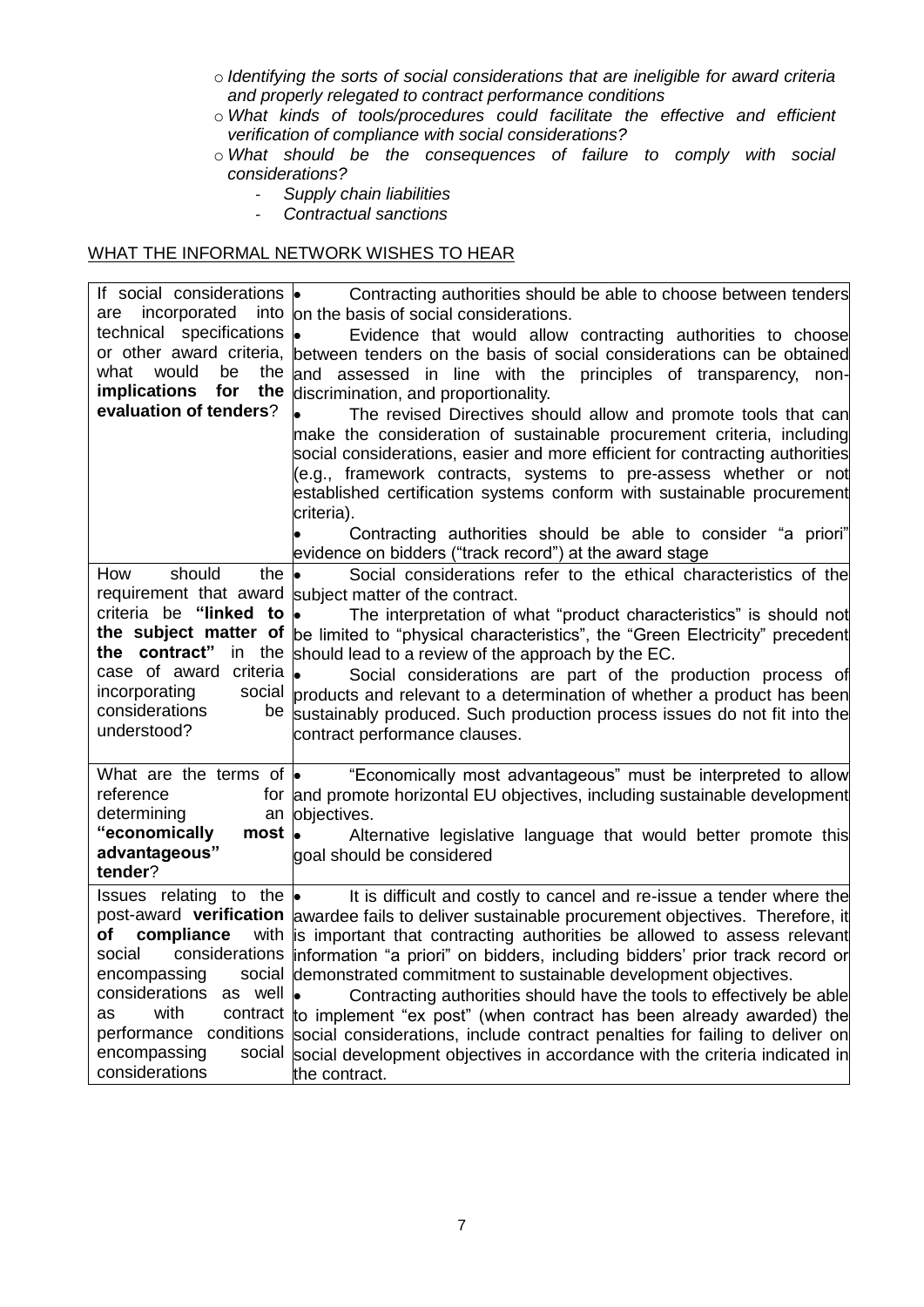- *Identifying the sorts of social considerations that are ineligible for award criteria and properly relegated to contract performance conditions*
- *What kinds of tools/procedures could facilitate the effective and efficient verification of compliance with social considerations?*
- *What should be the consequences of failure to comply with social considerations?*
  - *Supply chain liabilities*
  - *Contractual sanctions*

## WHAT THE INFORMAL NETWORK WISHES TO HEAR

| | |
|---|---|
| If social considerations are incorporated into technical specifications or other award criteria, what would be the **implications for the evaluation of tenders**? | • Contracting authorities should be able to choose between tenders on the basis of social considerations.<br>• Evidence that would allow contracting authorities to choose between tenders on the basis of social considerations can be obtained and assessed in line with the principles of transparency, non-discrimination, and proportionality.<br>• The revised Directives should allow and promote tools that can make the consideration of sustainable procurement criteria, including social considerations, easier and more efficient for contracting authorities (e.g., framework contracts, systems to pre-assess whether or not established certification systems conform with sustainable procurement criteria).<br>• Contracting authorities should be able to consider "a priori" evidence on bidders ("track record") at the award stage |
| How should the requirement that award criteria be **"linked to the subject matter of the contract"** in the case of award criteria incorporating social considerations be understood? | • Social considerations refer to the ethical characteristics of the subject matter of the contract.<br>• The interpretation of what "product characteristics" is should not be limited to "physical characteristics", the "Green Electricity" precedent should lead to a review of the approach by the EC.<br>• Social considerations are part of the production process of products and relevant to a determination of whether a product has been sustainably produced. Such production process issues do not fit into the contract performance clauses. |
| What are the terms of reference for determining an **"economically most advantageous" tender**? | • "Economically most advantageous" must be interpreted to allow and promote horizontal EU objectives, including sustainable development objectives.<br>• Alternative legislative language that would better promote this goal should be considered |
| Issues relating to the post-award **verification of compliance** with social considerations encompassing social considerations as well as with contract performance conditions encompassing social considerations | • It is difficult and costly to cancel and re-issue a tender where the awardee fails to deliver sustainable procurement objectives. Therefore, it is important that contracting authorities be allowed to assess relevant information "a priori" on bidders, including bidders' prior track record or demonstrated commitment to sustainable development objectives.<br>• Contracting authorities should have the tools to effectively be able to implement "ex post" (when contract has been already awarded) the social considerations, include contract penalties for failing to deliver on social development objectives in accordance with the criteria indicated in the contract. |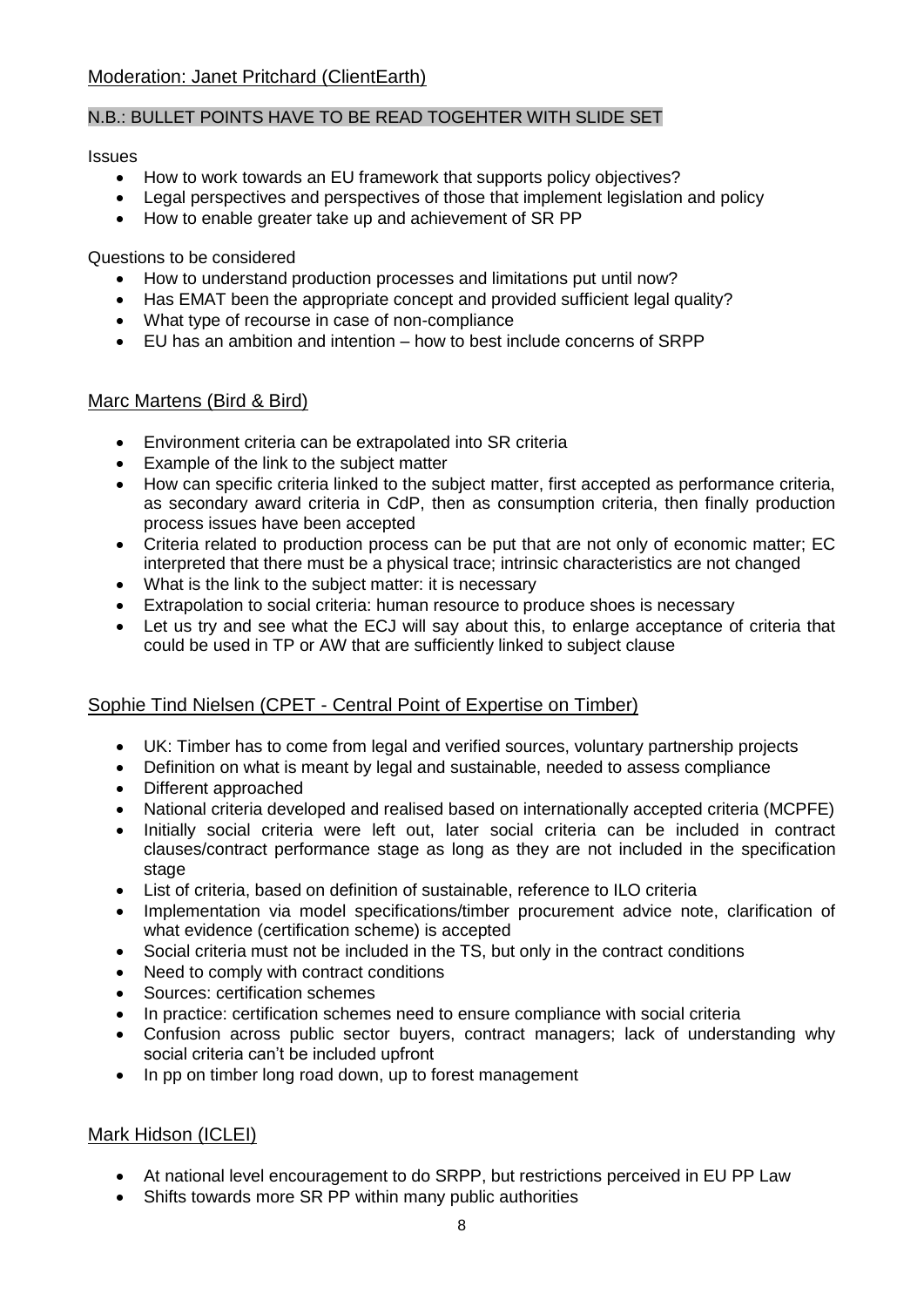Moderation: Janet Pritchard (ClientEarth)

N.B.: BULLET POINTS HAVE TO BE READ TOGEHTER WITH SLIDE SET

Issues

- How to work towards an EU framework that supports policy objectives?
- Legal perspectives and perspectives of those that implement legislation and policy
- How to enable greater take up and achievement of SR PP

Questions to be considered

- How to understand production processes and limitations put until now?
- Has EMAT been the appropriate concept and provided sufficient legal quality?
- What type of recourse in case of non-compliance
- EU has an ambition and intention – how to best include concerns of SRPP

## Marc Martens (Bird & Bird)

- Environment criteria can be extrapolated into SR criteria
- Example of the link to the subject matter
- How can specific criteria linked to the subject matter, first accepted as performance criteria, as secondary award criteria in CdP, then as consumption criteria, then finally production process issues have been accepted
- Criteria related to production process can be put that are not only of economic matter; EC interpreted that there must be a physical trace; intrinsic characteristics are not changed
- What is the link to the subject matter: it is necessary
- Extrapolation to social criteria: human resource to produce shoes is necessary
- Let us try and see what the ECJ will say about this, to enlarge acceptance of criteria that could be used in TP or AW that are sufficiently linked to subject clause

## Sophie Tind Nielsen (CPET - Central Point of Expertise on Timber)

- UK: Timber has to come from legal and verified sources, voluntary partnership projects
- Definition on what is meant by legal and sustainable, needed to assess compliance
- Different approached
- National criteria developed and realised based on internationally accepted criteria (MCPFE)
- Initially social criteria were left out, later social criteria can be included in contract clauses/contract performance stage as long as they are not included in the specification stage
- List of criteria, based on definition of sustainable, reference to ILO criteria
- Implementation via model specifications/timber procurement advice note, clarification of what evidence (certification scheme) is accepted
- Social criteria must not be included in the TS, but only in the contract conditions
- Need to comply with contract conditions
- Sources: certification schemes
- In practice: certification schemes need to ensure compliance with social criteria
- Confusion across public sector buyers, contract managers; lack of understanding why social criteria can't be included upfront
- In pp on timber long road down, up to forest management

## Mark Hidson (ICLEI)

- At national level encouragement to do SRPP, but restrictions perceived in EU PP Law
- Shifts towards more SR PP within many public authorities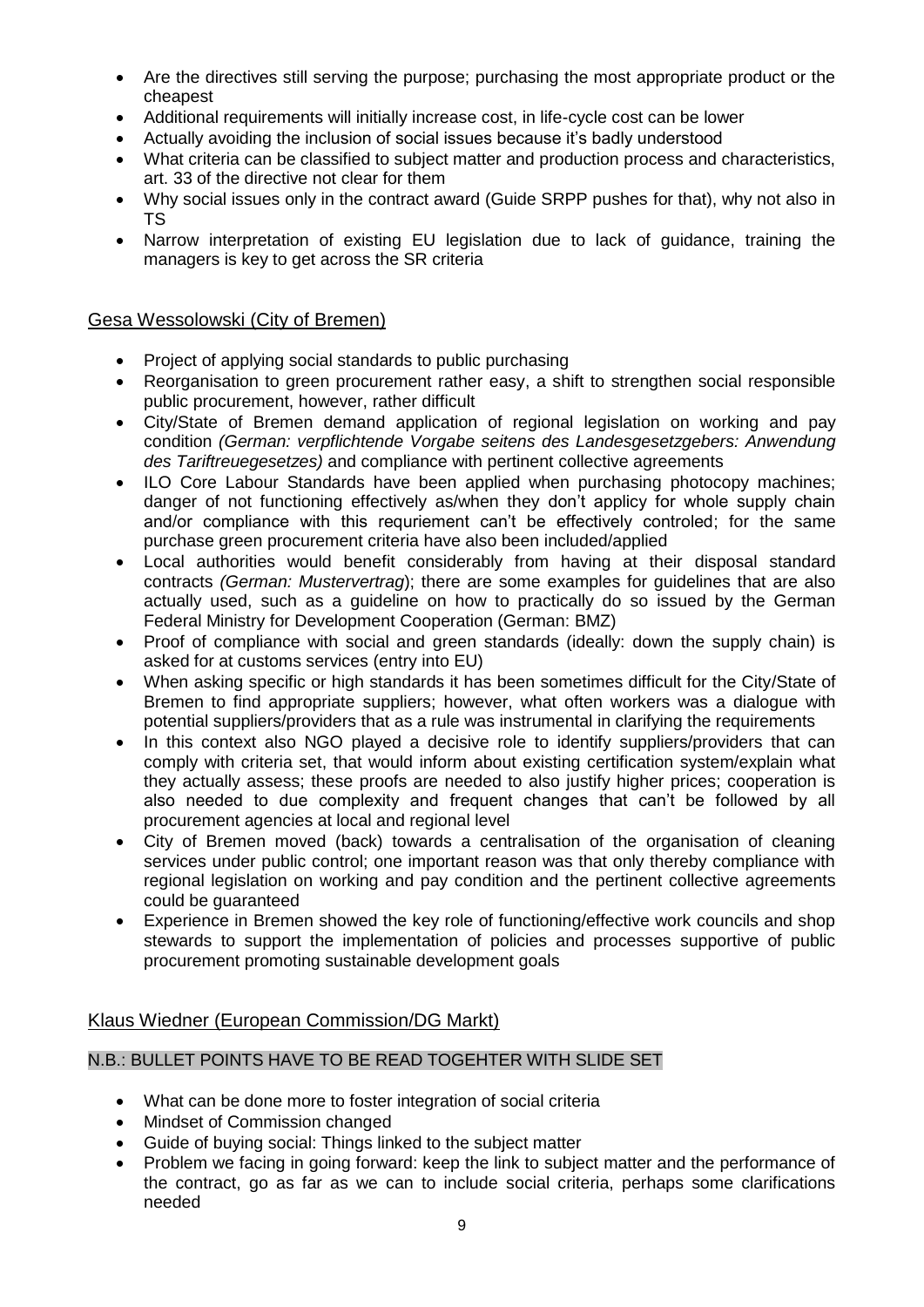- Are the directives still serving the purpose; purchasing the most appropriate product or the cheapest
- Additional requirements will initially increase cost, in life-cycle cost can be lower
- Actually avoiding the inclusion of social issues because it's badly understood
- What criteria can be classified to subject matter and production process and characteristics, art. 33 of the directive not clear for them
- Why social issues only in the contract award (Guide SRPP pushes for that), why not also in TS
- Narrow interpretation of existing EU legislation due to lack of guidance, training the managers is key to get across the SR criteria

## Gesa Wessolowski (City of Bremen)

- Project of applying social standards to public purchasing
- Reorganisation to green procurement rather easy, a shift to strengthen social responsible public procurement, however, rather difficult
- City/State of Bremen demand application of regional legislation on working and pay condition *(German: verpflichtende Vorgabe seitens des Landesgesetzgebers: Anwendung des Tariftreuegesetzes)* and compliance with pertinent collective agreements
- ILO Core Labour Standards have been applied when purchasing photocopy machines; danger of not functioning effectively as/when they don't applicy for whole supply chain and/or compliance with this requriement can't be effectively controled; for the same purchase green procurement criteria have also been included/applied
- Local authorities would benefit considerably from having at their disposal standard contracts *(German: Mustervertrag*); there are some examples for guidelines that are also actually used, such as a guideline on how to practically do so issued by the German Federal Ministry for Development Cooperation (German: BMZ)
- Proof of compliance with social and green standards (ideally: down the supply chain) is asked for at customs services (entry into EU)
- When asking specific or high standards it has been sometimes difficult for the City/State of Bremen to find appropriate suppliers; however, what often workers was a dialogue with potential suppliers/providers that as a rule was instrumental in clarifying the requirements
- In this context also NGO played a decisive role to identify suppliers/providers that can comply with criteria set, that would inform about existing certification system/explain what they actually assess; these proofs are needed to also justify higher prices; cooperation is also needed to due complexity and frequent changes that can't be followed by all procurement agencies at local and regional level
- City of Bremen moved (back) towards a centralisation of the organisation of cleaning services under public control; one important reason was that only thereby compliance with regional legislation on working and pay condition and the pertinent collective agreements could be guaranteed
- Experience in Bremen showed the key role of functioning/effective work councils and shop stewards to support the implementation of policies and processes supportive of public procurement promoting sustainable development goals

## Klaus Wiedner (European Commission/DG Markt)

N.B.: BULLET POINTS HAVE TO BE READ TOGEHTER WITH SLIDE SET

- What can be done more to foster integration of social criteria
- Mindset of Commission changed
- Guide of buying social: Things linked to the subject matter
- Problem we facing in going forward: keep the link to subject matter and the performance of the contract, go as far as we can to include social criteria, perhaps some clarifications needed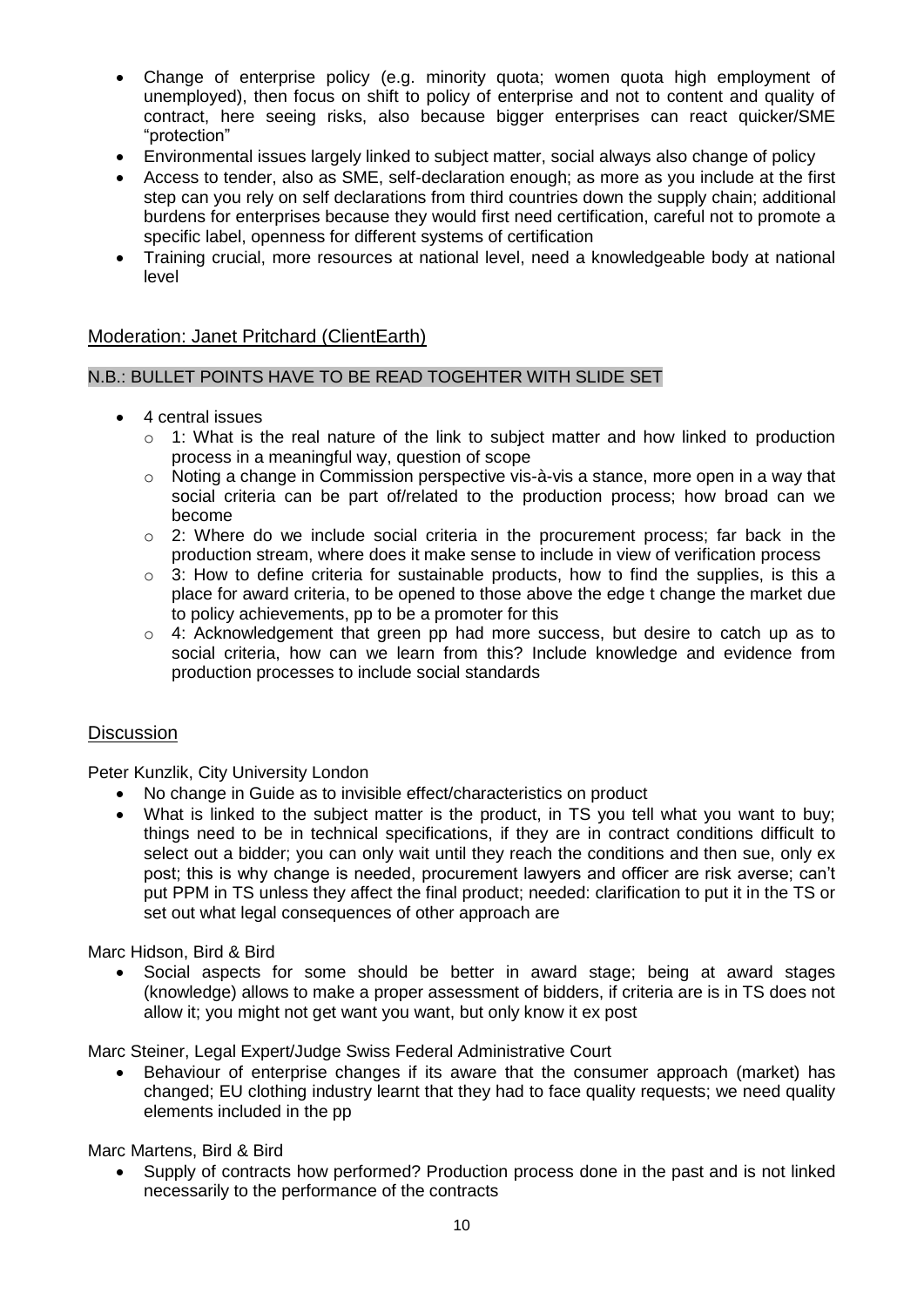- Change of enterprise policy (e.g. minority quota; women quota high employment of unemployed), then focus on shift to policy of enterprise and not to content and quality of contract, here seeing risks, also because bigger enterprises can react quicker/SME "protection"
- Environmental issues largely linked to subject matter, social always also change of policy
- Access to tender, also as SME, self-declaration enough; as more as you include at the first step can you rely on self declarations from third countries down the supply chain; additional burdens for enterprises because they would first need certification, careful not to promote a specific label, openness for different systems of certification
- Training crucial, more resources at national level, need a knowledgeable body at national level

## Moderation: Janet Pritchard (ClientEarth)

N.B.: BULLET POINTS HAVE TO BE READ TOGEHTER WITH SLIDE SET

- 4 central issues
  - 1: What is the real nature of the link to subject matter and how linked to production process in a meaningful way, question of scope
  - Noting a change in Commission perspective vis-à-vis a stance, more open in a way that social criteria can be part of/related to the production process; how broad can we become
  - 2: Where do we include social criteria in the procurement process; far back in the production stream, where does it make sense to include in view of verification process
  - 3: How to define criteria for sustainable products, how to find the supplies, is this a place for award criteria, to be opened to those above the edge t change the market due to policy achievements, pp to be a promoter for this
  - 4: Acknowledgement that green pp had more success, but desire to catch up as to social criteria, how can we learn from this? Include knowledge and evidence from production processes to include social standards

## Discussion

Peter Kunzlik, City University London

- No change in Guide as to invisible effect/characteristics on product
- What is linked to the subject matter is the product, in TS you tell what you want to buy; things need to be in technical specifications, if they are in contract conditions difficult to select out a bidder; you can only wait until they reach the conditions and then sue, only ex post; this is why change is needed, procurement lawyers and officer are risk averse; can't put PPM in TS unless they affect the final product; needed: clarification to put it in the TS or set out what legal consequences of other approach are

Marc Hidson, Bird & Bird

- Social aspects for some should be better in award stage; being at award stages (knowledge) allows to make a proper assessment of bidders, if criteria are is in TS does not allow it; you might not get want you want, but only know it ex post

Marc Steiner, Legal Expert/Judge Swiss Federal Administrative Court

- Behaviour of enterprise changes if its aware that the consumer approach (market) has changed; EU clothing industry learnt that they had to face quality requests; we need quality elements included in the pp

Marc Martens, Bird & Bird

- Supply of contracts how performed? Production process done in the past and is not linked necessarily to the performance of the contracts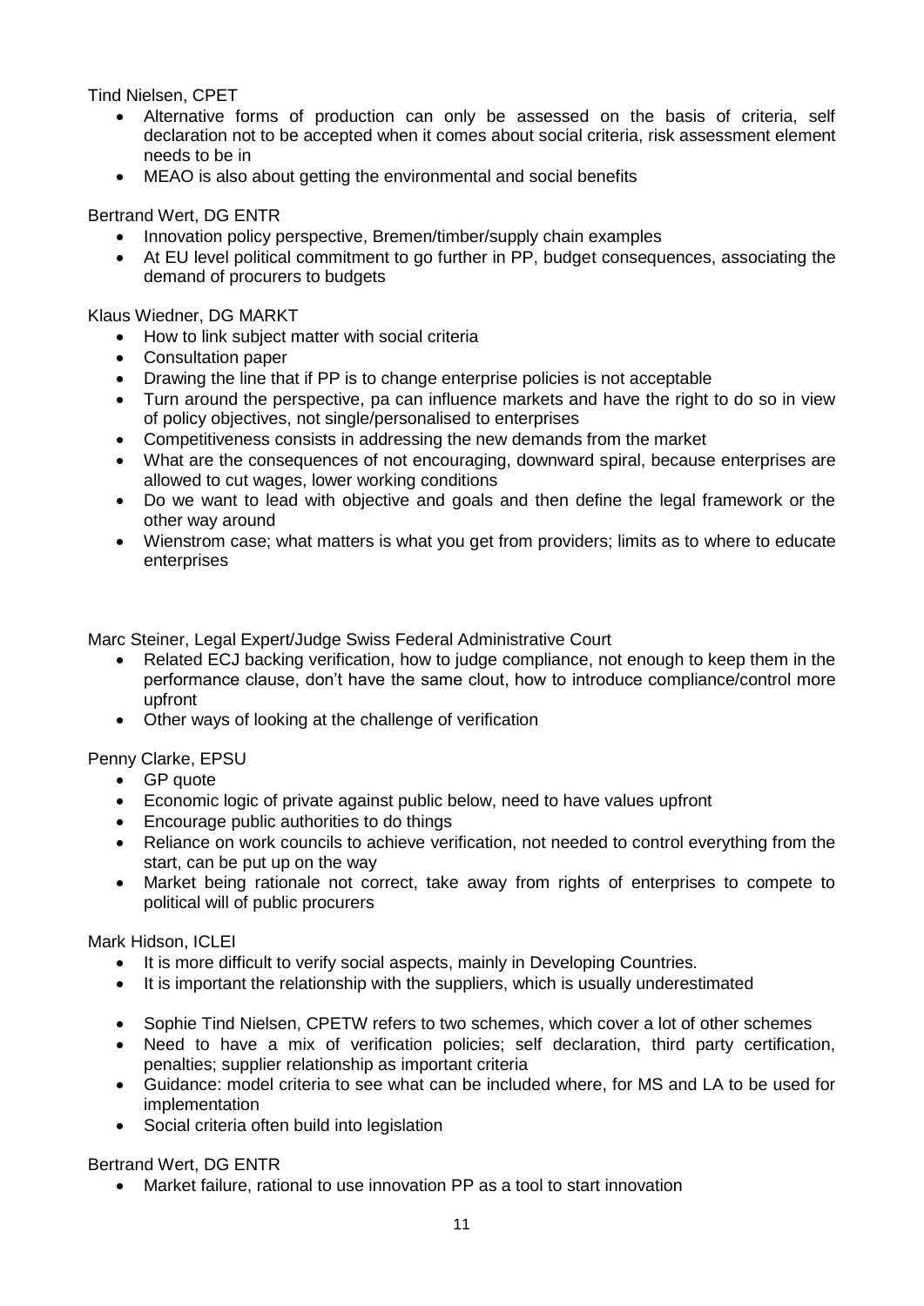Tind Nielsen, CPET

- Alternative forms of production can only be assessed on the basis of criteria, self declaration not to be accepted when it comes about social criteria, risk assessment element needs to be in
- MEAO is also about getting the environmental and social benefits

Bertrand Wert, DG ENTR

- Innovation policy perspective, Bremen/timber/supply chain examples
- At EU level political commitment to go further in PP, budget consequences, associating the demand of procurers to budgets

Klaus Wiedner, DG MARKT

- How to link subject matter with social criteria
- Consultation paper
- Drawing the line that if PP is to change enterprise policies is not acceptable
- Turn around the perspective, pa can influence markets and have the right to do so in view of policy objectives, not single/personalised to enterprises
- Competitiveness consists in addressing the new demands from the market
- What are the consequences of not encouraging, downward spiral, because enterprises are allowed to cut wages, lower working conditions
- Do we want to lead with objective and goals and then define the legal framework or the other way around
- Wienstrom case; what matters is what you get from providers; limits as to where to educate enterprises

Marc Steiner, Legal Expert/Judge Swiss Federal Administrative Court

- Related ECJ backing verification, how to judge compliance, not enough to keep them in the performance clause, don't have the same clout, how to introduce compliance/control more upfront
- Other ways of looking at the challenge of verification

Penny Clarke, EPSU

- GP quote
- Economic logic of private against public below, need to have values upfront
- Encourage public authorities to do things
- Reliance on work councils to achieve verification, not needed to control everything from the start, can be put up on the way
- Market being rationale not correct, take away from rights of enterprises to compete to political will of public procurers

Mark Hidson, ICLEI

- It is more difficult to verify social aspects, mainly in Developing Countries.
- It is important the relationship with the suppliers, which is usually underestimated

- Sophie Tind Nielsen, CPETW refers to two schemes, which cover a lot of other schemes
- Need to have a mix of verification policies; self declaration, third party certification, penalties; supplier relationship as important criteria
- Guidance: model criteria to see what can be included where, for MS and LA to be used for implementation
- Social criteria often build into legislation

Bertrand Wert, DG ENTR

- Market failure, rational to use innovation PP as a tool to start innovation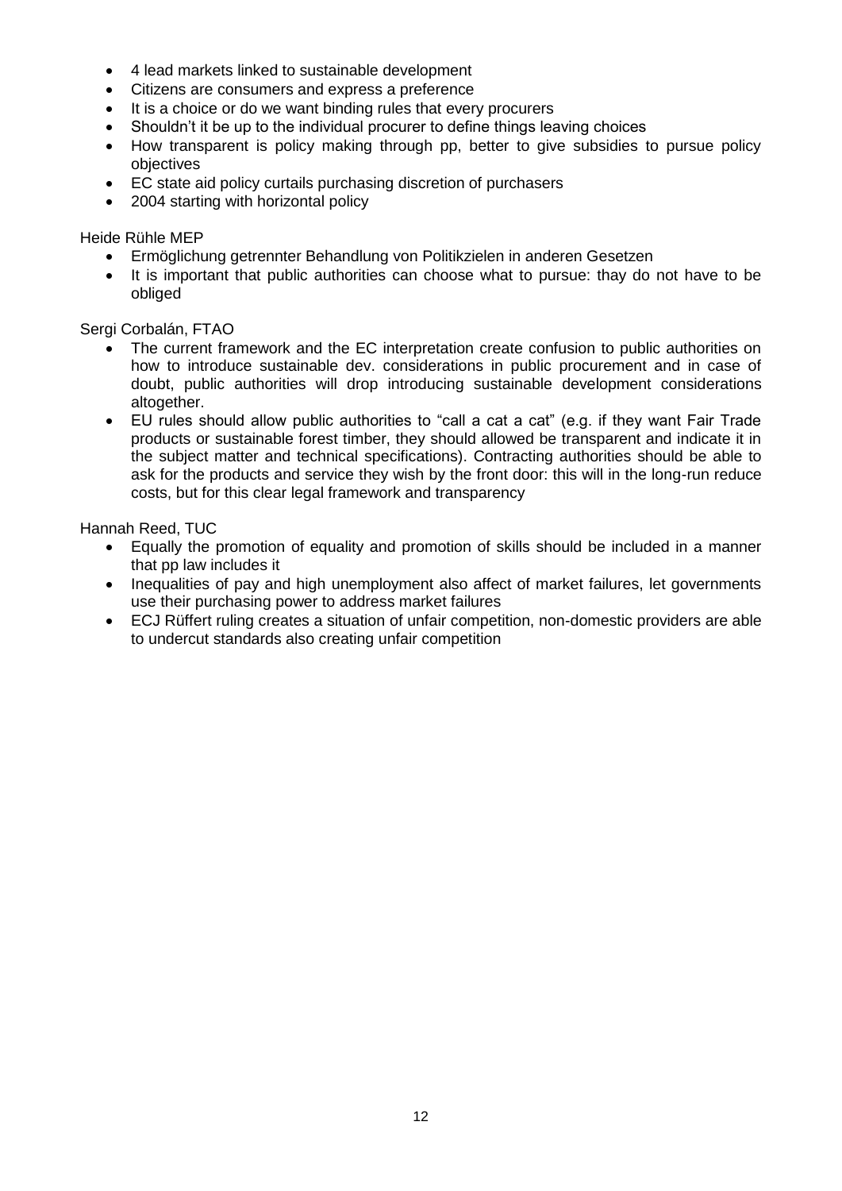- 4 lead markets linked to sustainable development
- Citizens are consumers and express a preference
- It is a choice or do we want binding rules that every procurers
- Shouldn't it be up to the individual procurer to define things leaving choices
- How transparent is policy making through pp, better to give subsidies to pursue policy objectives
- EC state aid policy curtails purchasing discretion of purchasers
- 2004 starting with horizontal policy

Heide Rühle MEP

- Ermöglichung getrennter Behandlung von Politikzielen in anderen Gesetzen
- It is important that public authorities can choose what to pursue: thay do not have to be obliged

Sergi Corbalán, FTAO

- The current framework and the EC interpretation create confusion to public authorities on how to introduce sustainable dev. considerations in public procurement and in case of doubt, public authorities will drop introducing sustainable development considerations altogether.
- EU rules should allow public authorities to "call a cat a cat" (e.g. if they want Fair Trade products or sustainable forest timber, they should allowed be transparent and indicate it in the subject matter and technical specifications). Contracting authorities should be able to ask for the products and service they wish by the front door: this will in the long-run reduce costs, but for this clear legal framework and transparency

Hannah Reed, TUC

- Equally the promotion of equality and promotion of skills should be included in a manner that pp law includes it
- Inequalities of pay and high unemployment also affect of market failures, let governments use their purchasing power to address market failures
- ECJ Rüffert ruling creates a situation of unfair competition, non-domestic providers are able to undercut standards also creating unfair competition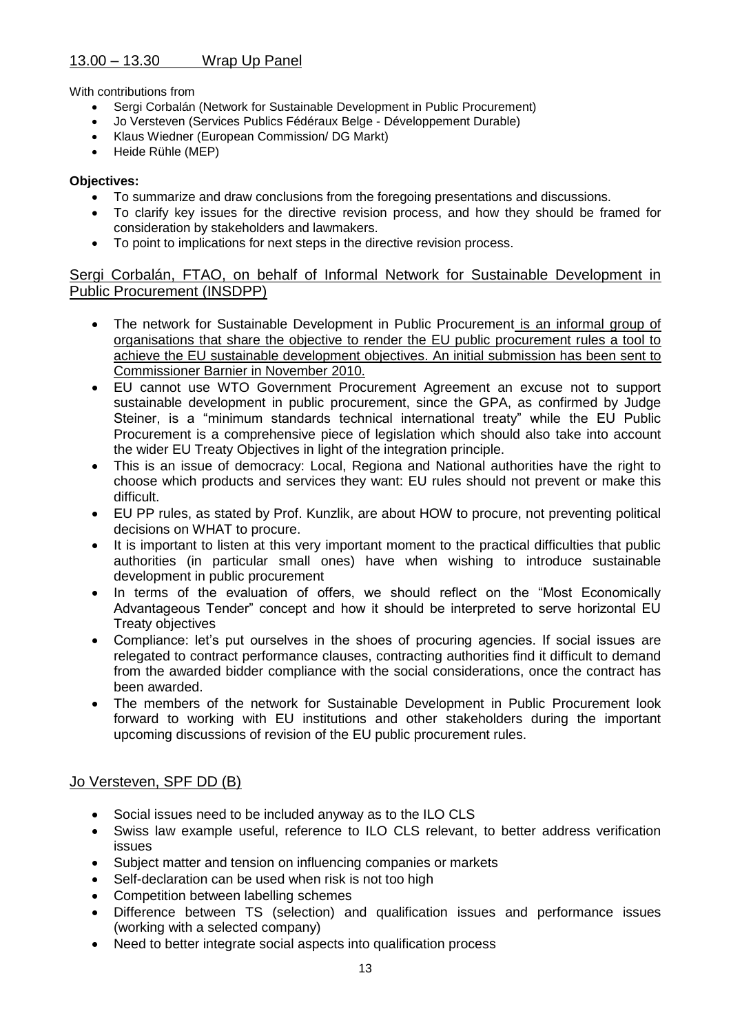## 13.00 – 13.30 Wrap Up Panel

With contributions from

- Sergi Corbalán (Network for Sustainable Development in Public Procurement)
- Jo Versteven (Services Publics Fédéraux Belge - Développement Durable)
- Klaus Wiedner (European Commission/ DG Markt)
- Heide Rühle (MEP)

**Objectives:**

- To summarize and draw conclusions from the foregoing presentations and discussions.
- To clarify key issues for the directive revision process, and how they should be framed for consideration by stakeholders and lawmakers.
- To point to implications for next steps in the directive revision process.

### Sergi Corbalán, FTAO, on behalf of Informal Network for Sustainable Development in Public Procurement (INSDPP)

- The network for Sustainable Development in Public Procurement is an informal group of organisations that share the objective to render the EU public procurement rules a tool to achieve the EU sustainable development objectives. An initial submission has been sent to Commissioner Barnier in November 2010.
- EU cannot use WTO Government Procurement Agreement an excuse not to support sustainable development in public procurement, since the GPA, as confirmed by Judge Steiner, is a "minimum standards technical international treaty" while the EU Public Procurement is a comprehensive piece of legislation which should also take into account the wider EU Treaty Objectives in light of the integration principle.
- This is an issue of democracy: Local, Regiona and National authorities have the right to choose which products and services they want: EU rules should not prevent or make this difficult.
- EU PP rules, as stated by Prof. Kunzlik, are about HOW to procure, not preventing political decisions on WHAT to procure.
- It is important to listen at this very important moment to the practical difficulties that public authorities (in particular small ones) have when wishing to introduce sustainable development in public procurement
- In terms of the evaluation of offers, we should reflect on the "Most Economically Advantageous Tender" concept and how it should be interpreted to serve horizontal EU Treaty objectives
- Compliance: let's put ourselves in the shoes of procuring agencies. If social issues are relegated to contract performance clauses, contracting authorities find it difficult to demand from the awarded bidder compliance with the social considerations, once the contract has been awarded.
- The members of the network for Sustainable Development in Public Procurement look forward to working with EU institutions and other stakeholders during the important upcoming discussions of revision of the EU public procurement rules.

### Jo Versteven, SPF DD (B)

- Social issues need to be included anyway as to the ILO CLS
- Swiss law example useful, reference to ILO CLS relevant, to better address verification issues
- Subject matter and tension on influencing companies or markets
- Self-declaration can be used when risk is not too high
- Competition between labelling schemes
- Difference between TS (selection) and qualification issues and performance issues (working with a selected company)
- Need to better integrate social aspects into qualification process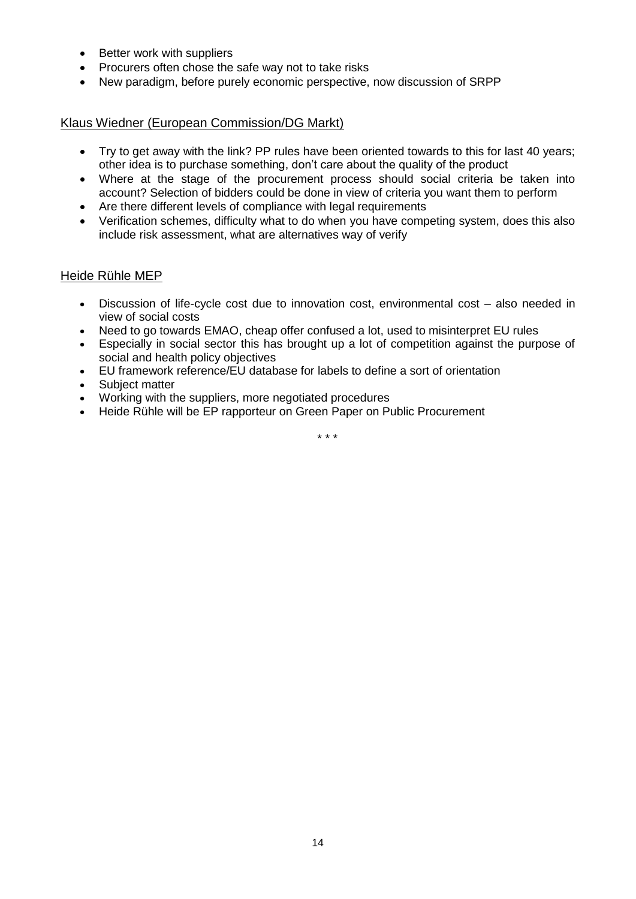- Better work with suppliers
- Procurers often chose the safe way not to take risks
- New paradigm, before purely economic perspective, now discussion of SRPP

Klaus Wiedner (European Commission/DG Markt)

- Try to get away with the link? PP rules have been oriented towards to this for last 40 years; other idea is to purchase something, don't care about the quality of the product
- Where at the stage of the procurement process should social criteria be taken into account? Selection of bidders could be done in view of criteria you want them to perform
- Are there different levels of compliance with legal requirements
- Verification schemes, difficulty what to do when you have competing system, does this also include risk assessment, what are alternatives way of verify

Heide Rühle MEP

- Discussion of life-cycle cost due to innovation cost, environmental cost – also needed in view of social costs
- Need to go towards EMAO, cheap offer confused a lot, used to misinterpret EU rules
- Especially in social sector this has brought up a lot of competition against the purpose of social and health policy objectives
- EU framework reference/EU database for labels to define a sort of orientation
- Subject matter
- Working with the suppliers, more negotiated procedures
- Heide Rühle will be EP rapporteur on Green Paper on Public Procurement

\* \* \*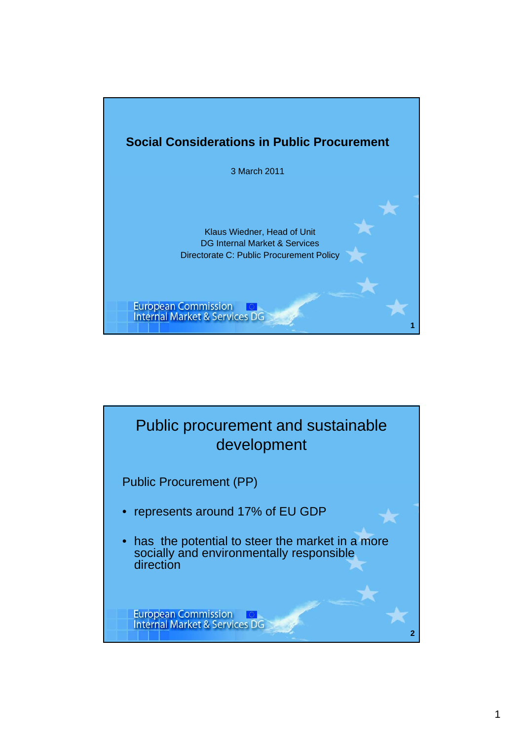# Social Considerations in Public Procurement

3 March 2011

Klaus Wiedner, Head of Unit
DG Internal Market & Services
Directorate C: Public Procurement Policy

European Commission
Internal Market & Services DG

## Public procurement and sustainable development

Public Procurement (PP)

- represents around 17% of EU GDP
- has the potential to steer the market in a more socially and environmentally responsible direction

European Commission
Internal Market & Services DG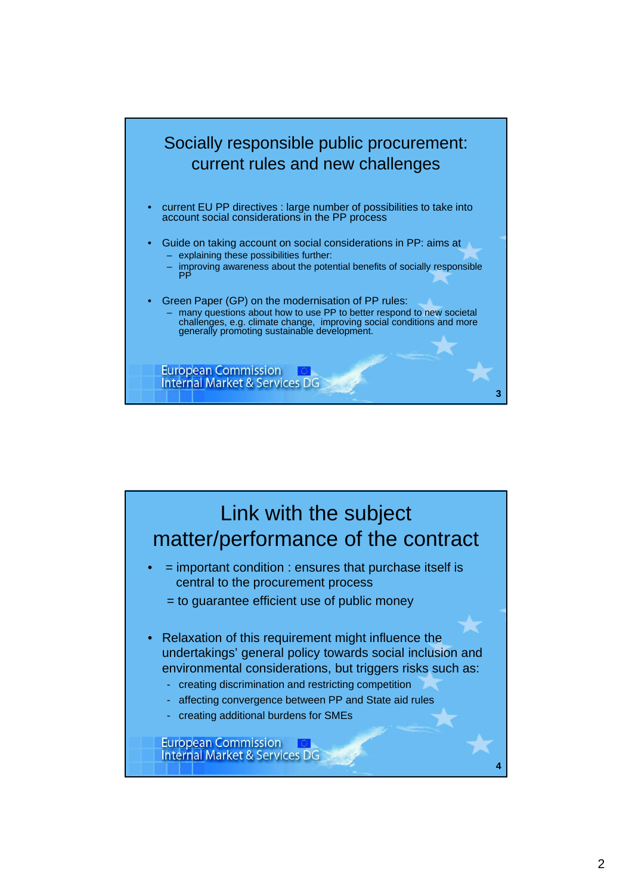## Socially responsible public procurement: current rules and new challenges

- current EU PP directives : large number of possibilities to take into account social considerations in the PP process
- Guide on taking account on social considerations in PP: aims at
  - explaining these possibilities further:
  - improving awareness about the potential benefits of socially responsible PP
- Green Paper (GP) on the modernisation of PP rules:
  - many questions about how to use PP to better respond to new societal challenges, e.g. climate change, improving social conditions and more generally promoting sustainable development.

European Commission
Internal Market & Services DG

## Link with the subject matter/performance of the contract

- = important condition : ensures that purchase itself is central to the procurement process

  = to guarantee efficient use of public money
- Relaxation of this requirement might influence the undertakings' general policy towards social inclusion and environmental considerations, but triggers risks such as:
  - creating discrimination and restricting competition
  - affecting convergence between PP and State aid rules
  - creating additional burdens for SMEs

European Commission
Internal Market & Services DG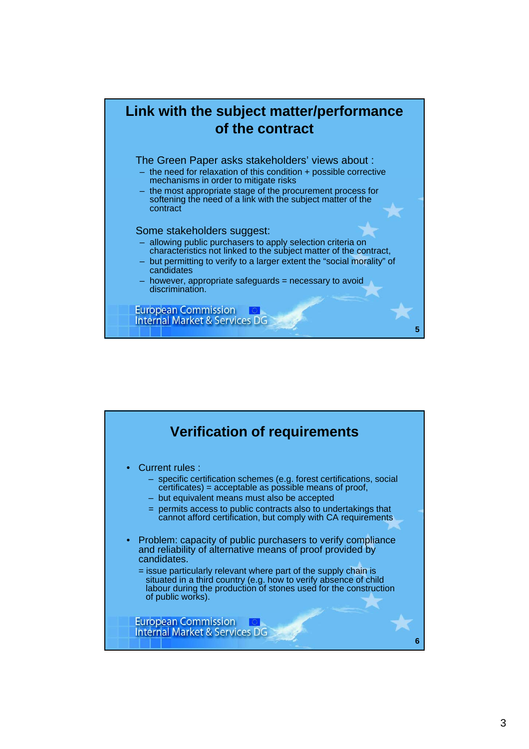## Link with the subject matter/performance of the contract

The Green Paper asks stakeholders' views about :

- the need for relaxation of this condition + possible corrective mechanisms in order to mitigate risks
- the most appropriate stage of the procurement process for softening the need of a link with the subject matter of the contract

Some stakeholders suggest:

- allowing public purchasers to apply selection criteria on characteristics not linked to the subject matter of the contract,
- but permitting to verify to a larger extent the "social morality" of candidates
- however, appropriate safeguards = necessary to avoid discrimination.

European Commission
Internal Market & Services DG

## Verification of requirements

- Current rules :
  - specific certification schemes (e.g. forest certifications, social certificates) = acceptable as possible means of proof,
  - but equivalent means must also be accepted
  
  = permits access to public contracts also to undertakings that cannot afford certification, but comply with CA requirements

- Problem: capacity of public purchasers to verify compliance and reliability of alternative means of proof provided by candidates.

  = issue particularly relevant where part of the supply chain is situated in a third country (e.g. how to verify absence of child labour during the production of stones used for the construction of public works).

European Commission
Internal Market & Services DG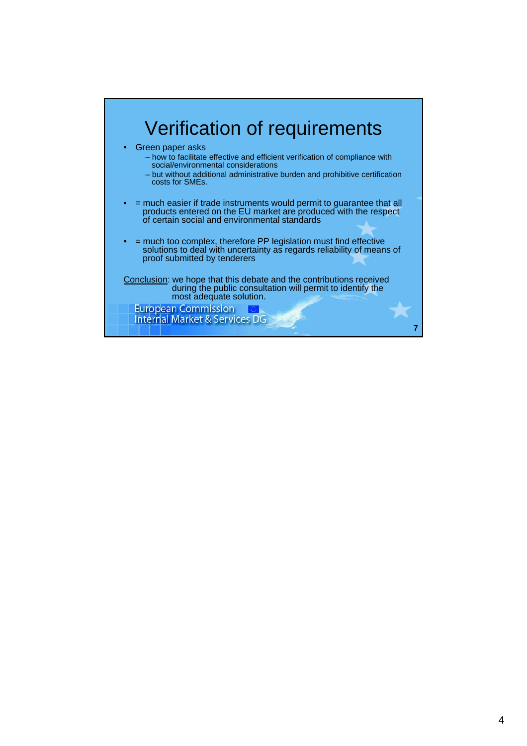# Verification of requirements

- Green paper asks
  - how to facilitate effective and efficient verification of compliance with social/environmental considerations
  - but without additional administrative burden and prohibitive certification costs for SMEs.
- = much easier if trade instruments would permit to guarantee that all products entered on the EU market are produced with the respect of certain social and environmental standards
- = much too complex, therefore PP legislation must find effective solutions to deal with uncertainty as regards reliability of means of proof submitted by tenderers

Conclusion: we hope that this debate and the contributions received during the public consultation will permit to identify the most adequate solution.

European Commission
Internal Market & Services DG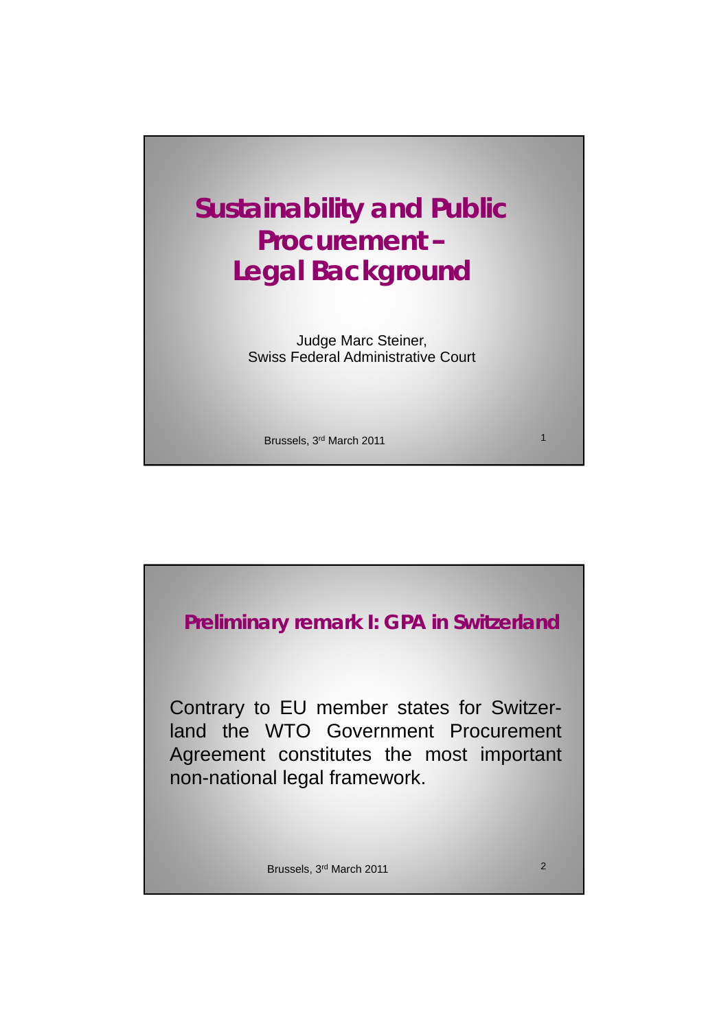# Sustainability and Public Procurement – Legal Background

Judge Marc Steiner,
Swiss Federal Administrative Court

Brussels, 3rd March 2011

## Preliminary remark I: GPA in Switzerland

Contrary to EU member states for Switzerland the WTO Government Procurement Agreement constitutes the most important non-national legal framework.

Brussels, 3rd March 2011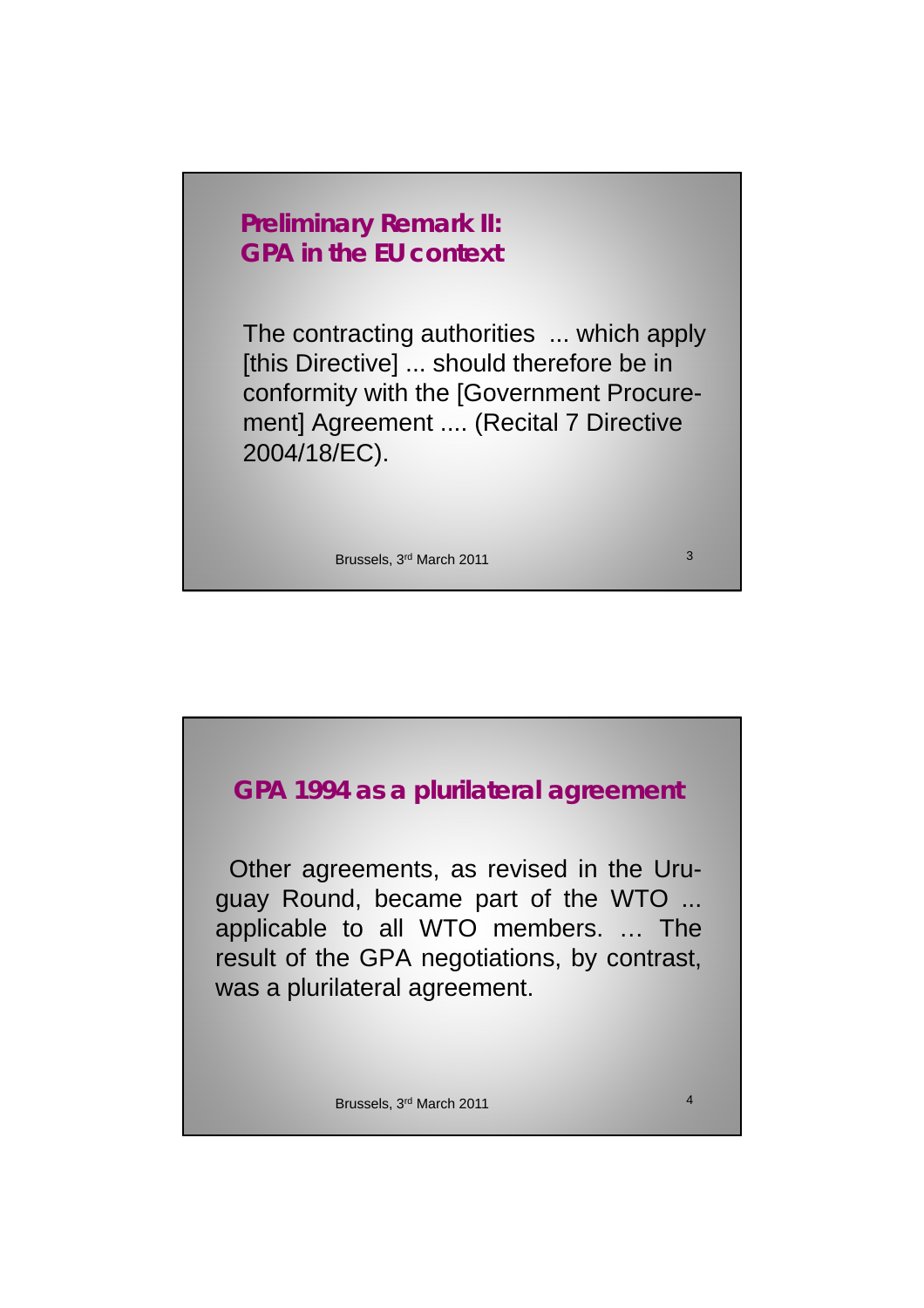## Preliminary Remark II: GPA in the EU context

The contracting authorities ... which apply [this Directive] ... should therefore be in conformity with the [Government Procurement] Agreement .... (Recital 7 Directive 2004/18/EC).

## GPA 1994 as a plurilateral agreement

Other agreements, as revised in the Uruguay Round, became part of the WTO ... applicable to all WTO members. … The result of the GPA negotiations, by contrast, was a plurilateral agreement.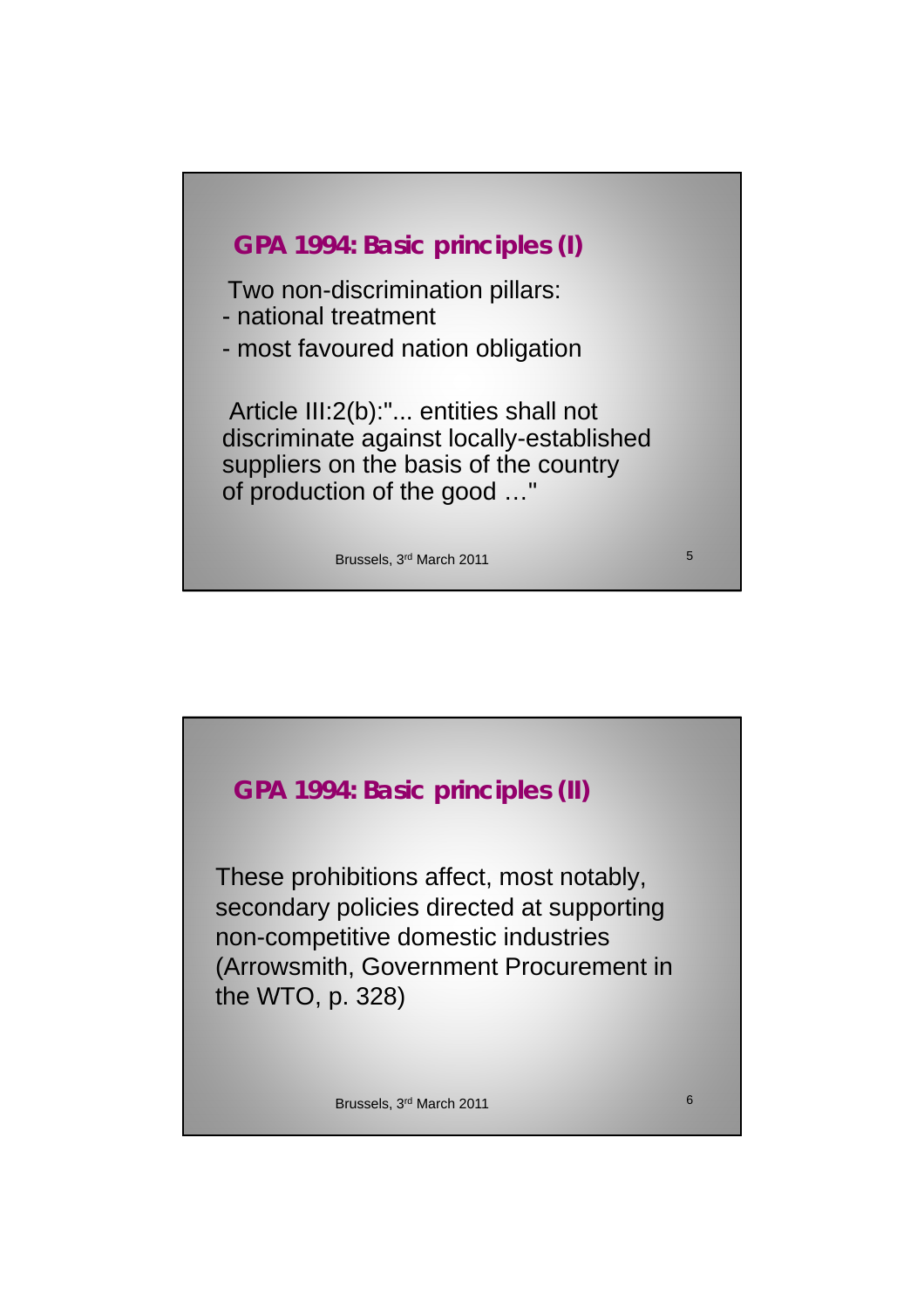## GPA 1994: Basic principles (I)

Two non-discrimination pillars:

- national treatment
- most favoured nation obligation

Article III:2(b):"... entities shall not discriminate against locally-established suppliers on the basis of the country of production of the good …"

Brussels, 3rd March 2011

## GPA 1994: Basic principles (II)

These prohibitions affect, most notably, secondary policies directed at supporting non-competitive domestic industries (Arrowsmith, Government Procurement in the WTO, p. 328)

Brussels, 3rd March 2011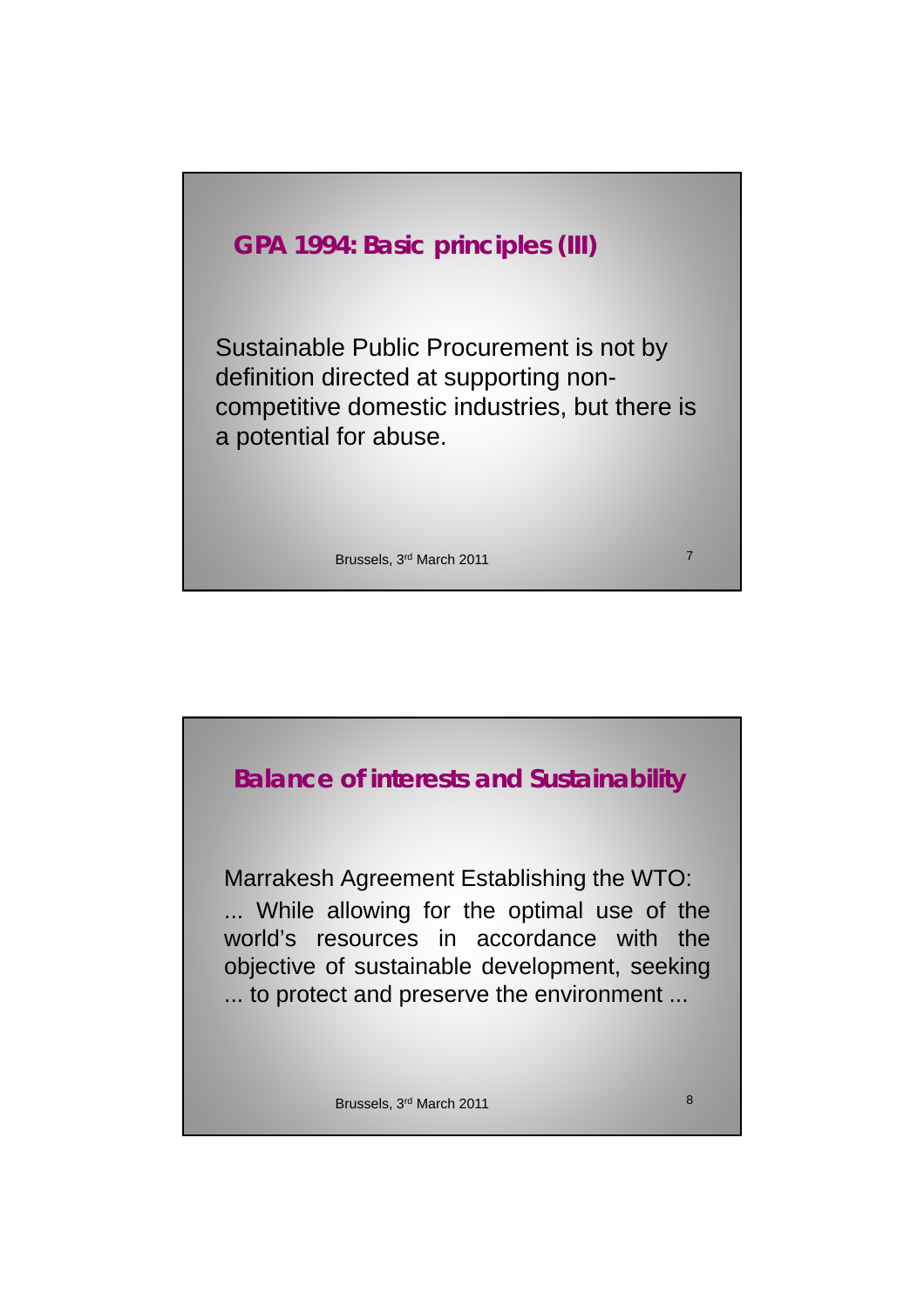## GPA 1994: Basic principles (III)

Sustainable Public Procurement is not by definition directed at supporting non-competitive domestic industries, but there is a potential for abuse.

## Balance of interests and Sustainability

Marrakesh Agreement Establishing the WTO:

... While allowing for the optimal use of the world's resources in accordance with the objective of sustainable development, seeking ... to protect and preserve the environment ...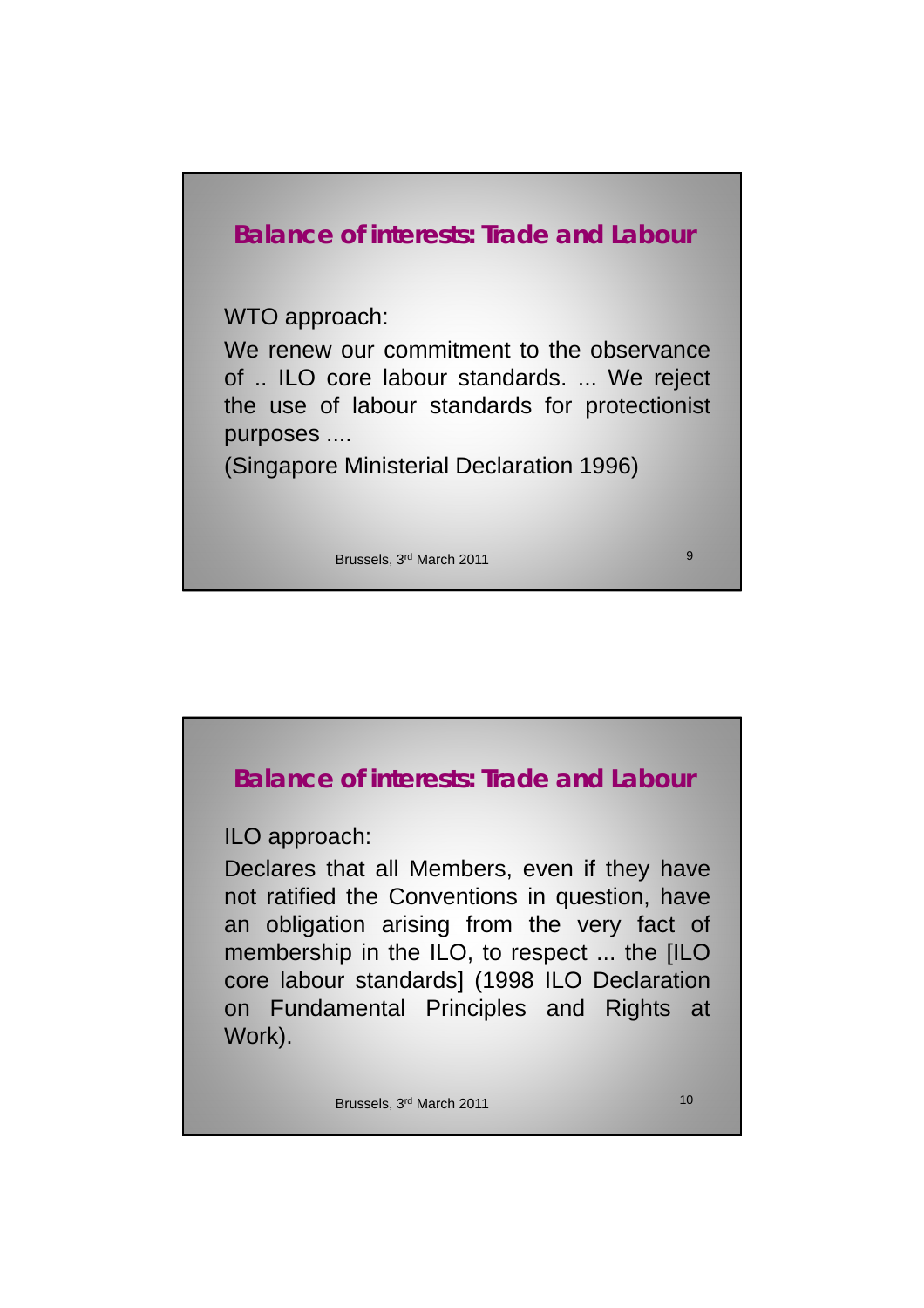## Balance of interests: Trade and Labour

WTO approach:

We renew our commitment to the observance of .. ILO core labour standards. ... We reject the use of labour standards for protectionist purposes ....

(Singapore Ministerial Declaration 1996)

## Balance of interests: Trade and Labour

ILO approach:

Declares that all Members, even if they have not ratified the Conventions in question, have an obligation arising from the very fact of membership in the ILO, to respect ... the [ILO core labour standards] (1998 ILO Declaration on Fundamental Principles and Rights at Work).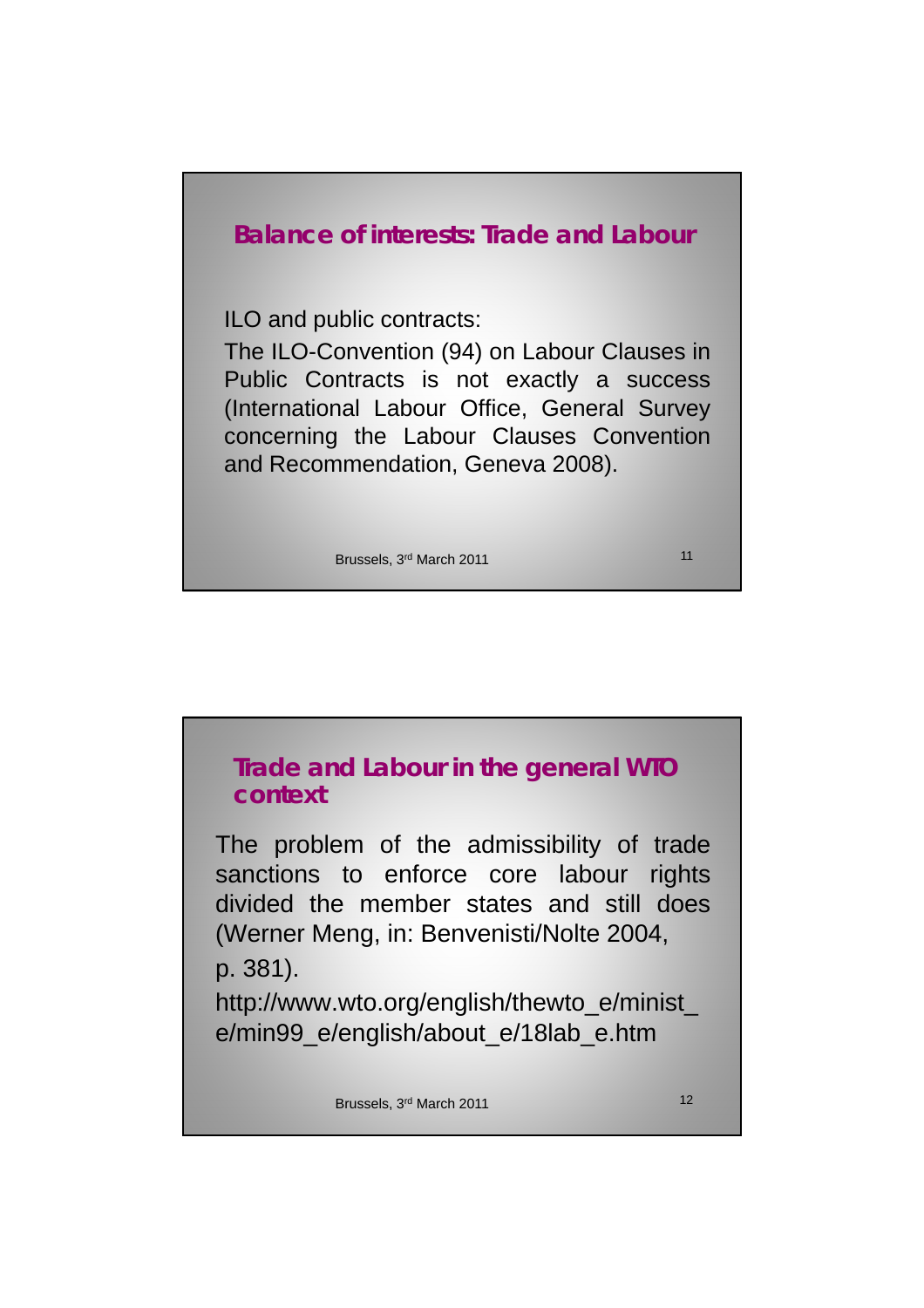## Balance of interests: Trade and Labour

ILO and public contracts:

The ILO-Convention (94) on Labour Clauses in Public Contracts is not exactly a success (International Labour Office, General Survey concerning the Labour Clauses Convention and Recommendation, Geneva 2008).

## Trade and Labour in the general WTO context

The problem of the admissibility of trade sanctions to enforce core labour rights divided the member states and still does (Werner Meng, in: Benvenisti/Nolte 2004, p. 381).

http://www.wto.org/english/thewto_e/minist_e/min99_e/english/about_e/18lab_e.htm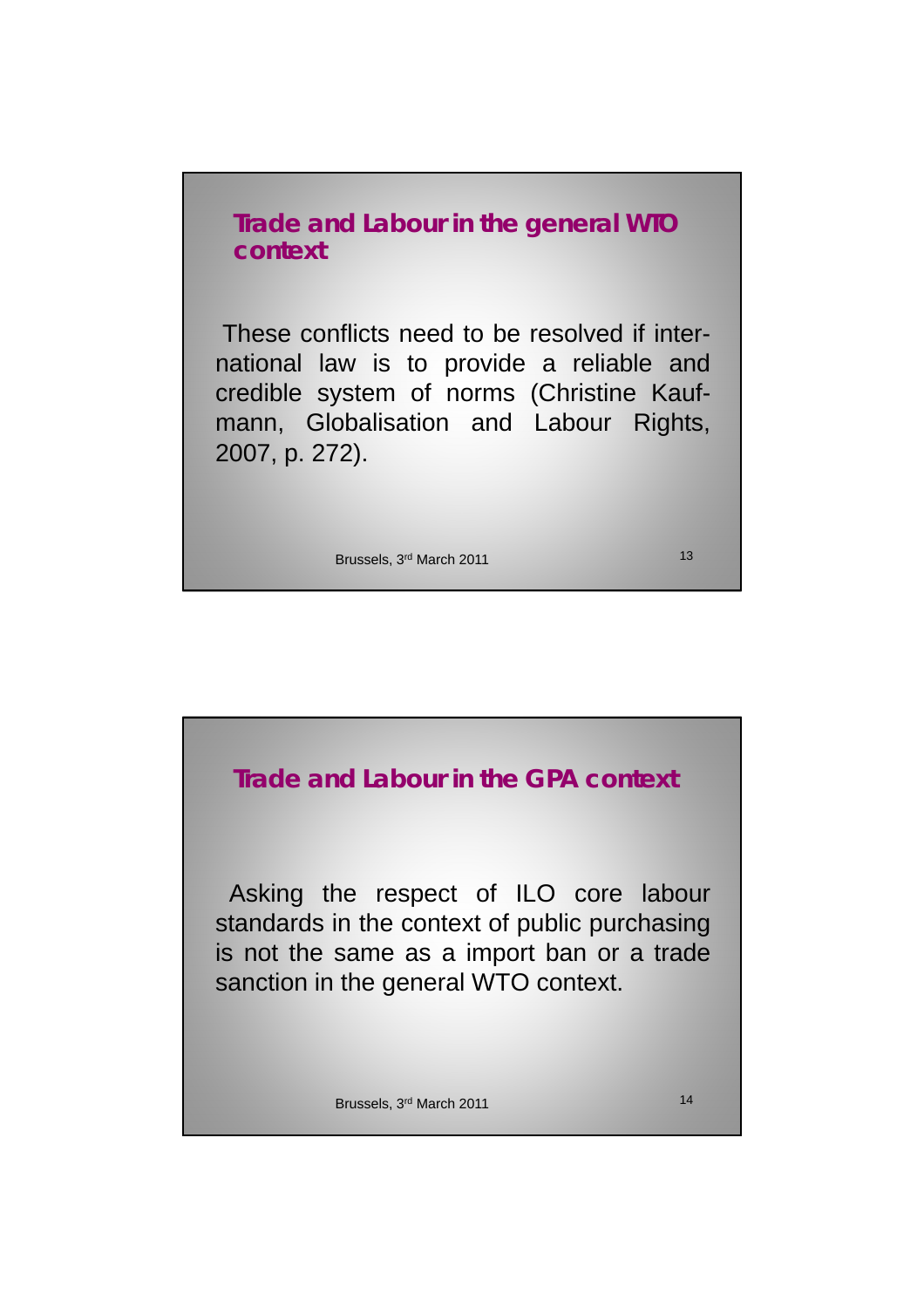## Trade and Labour in the general WTO context

These conflicts need to be resolved if international law is to provide a reliable and credible system of norms (Christine Kaufmann, Globalisation and Labour Rights, 2007, p. 272).

Brussels, 3rd March 2011

## Trade and Labour in the GPA context

Asking the respect of ILO core labour standards in the context of public purchasing is not the same as a import ban or a trade sanction in the general WTO context.

Brussels, 3rd March 2011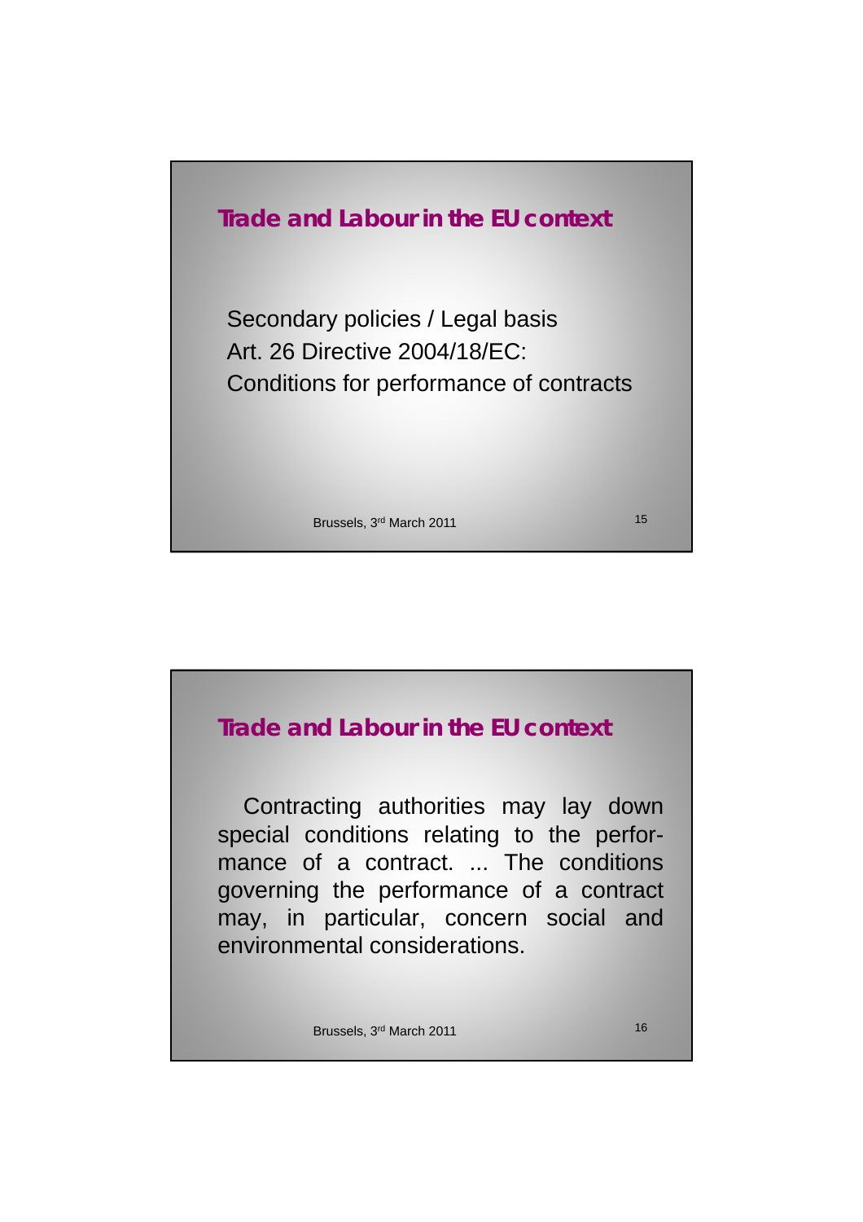## Trade and Labour in the EU context

Secondary policies / Legal basis
Art. 26 Directive 2004/18/EC:
Conditions for performance of contracts

## Trade and Labour in the EU context

Contracting authorities may lay down special conditions relating to the performance of a contract. ... The conditions governing the performance of a contract may, in particular, concern social and environmental considerations.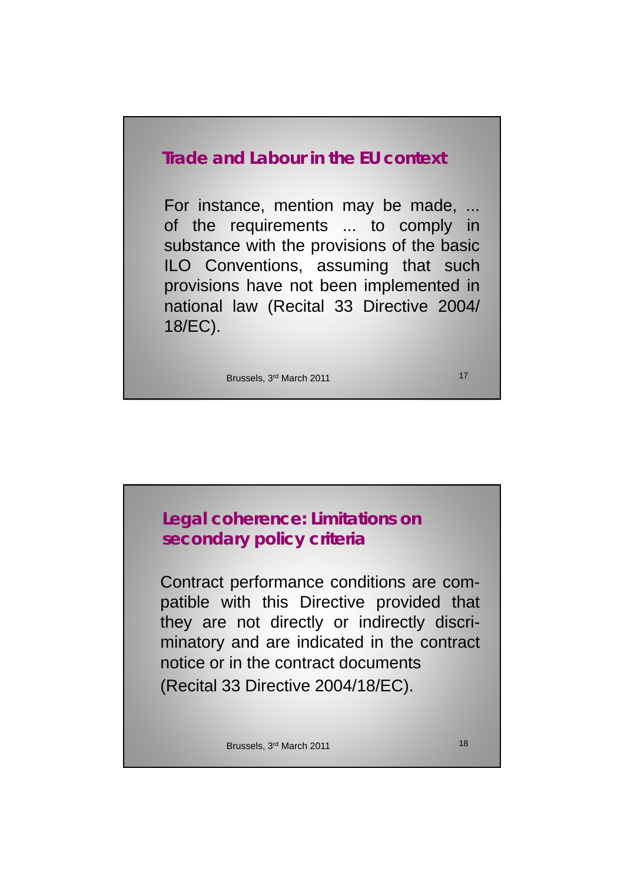## Trade and Labour in the EU context

For instance, mention may be made, ... of the requirements ... to comply in substance with the provisions of the basic ILO Conventions, assuming that such provisions have not been implemented in national law (Recital 33 Directive 2004/18/EC).

Brussels, 3rd March 2011

## Legal coherence: Limitations on secondary policy criteria

Contract performance conditions are compatible with this Directive provided that they are not directly or indirectly discriminatory and are indicated in the contract notice or in the contract documents (Recital 33 Directive 2004/18/EC).

Brussels, 3rd March 2011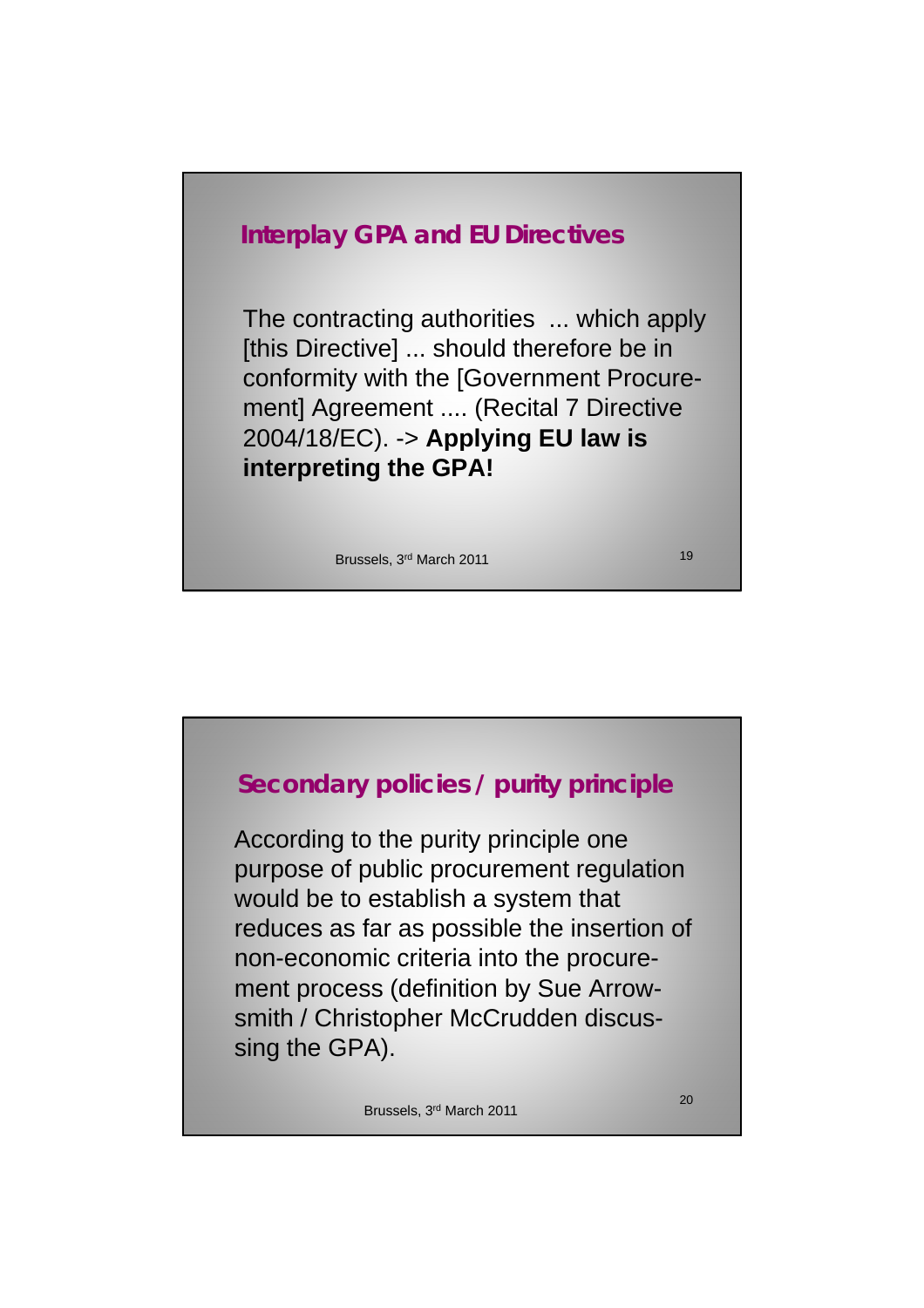## Interplay GPA and EU Directives

The contracting authorities ... which apply [this Directive] ... should therefore be in conformity with the [Government Procurement] Agreement .... (Recital 7 Directive 2004/18/EC). -> **Applying EU law is interpreting the GPA!**

Brussels, 3rd March 2011

## Secondary policies / purity principle

According to the purity principle one purpose of public procurement regulation would be to establish a system that reduces as far as possible the insertion of non-economic criteria into the procurement process (definition by Sue Arrowsmith / Christopher McCrudden discussing the GPA).

Brussels, 3rd March 2011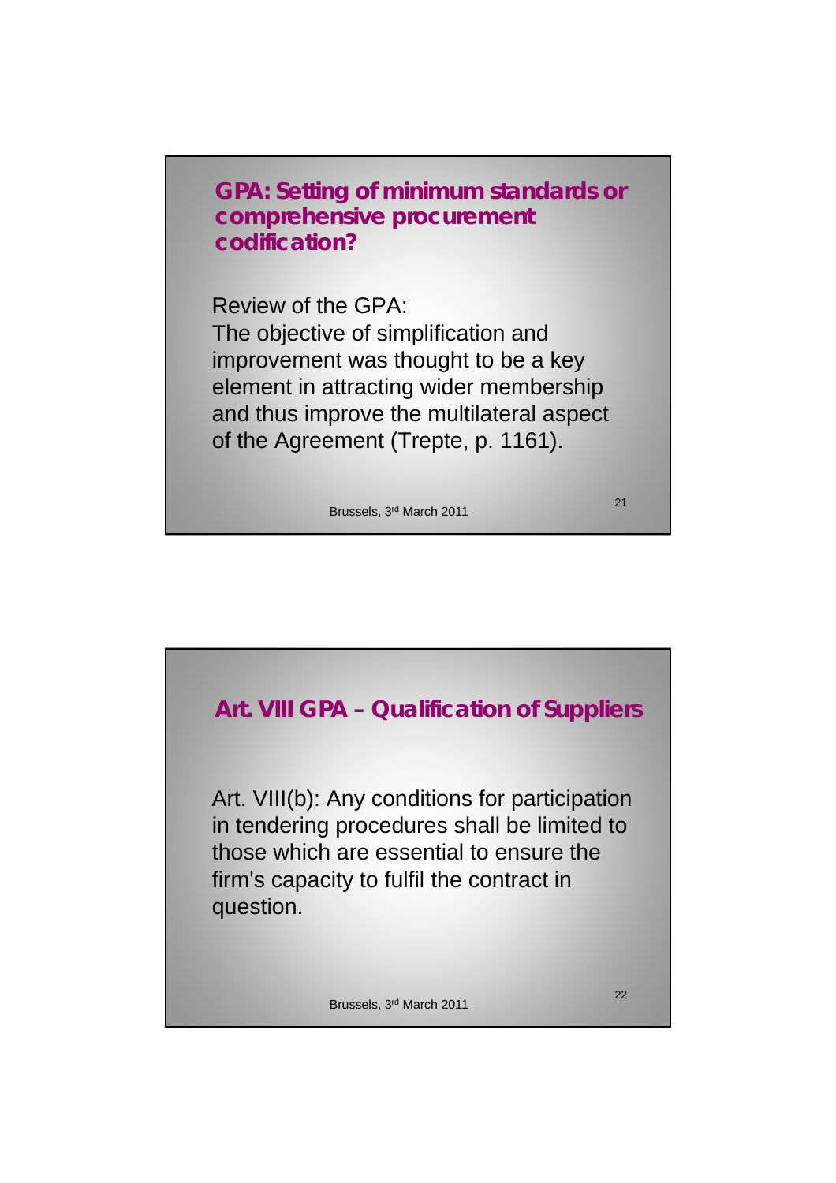## GPA: Setting of minimum standards or comprehensive procurement codification?

Review of the GPA:
The objective of simplification and improvement was thought to be a key element in attracting wider membership and thus improve the multilateral aspect of the Agreement (Trepte, p. 1161).

## Art. VIII GPA – Qualification of Suppliers

Art. VIII(b): Any conditions for participation in tendering procedures shall be limited to those which are essential to ensure the firm's capacity to fulfil the contract in question.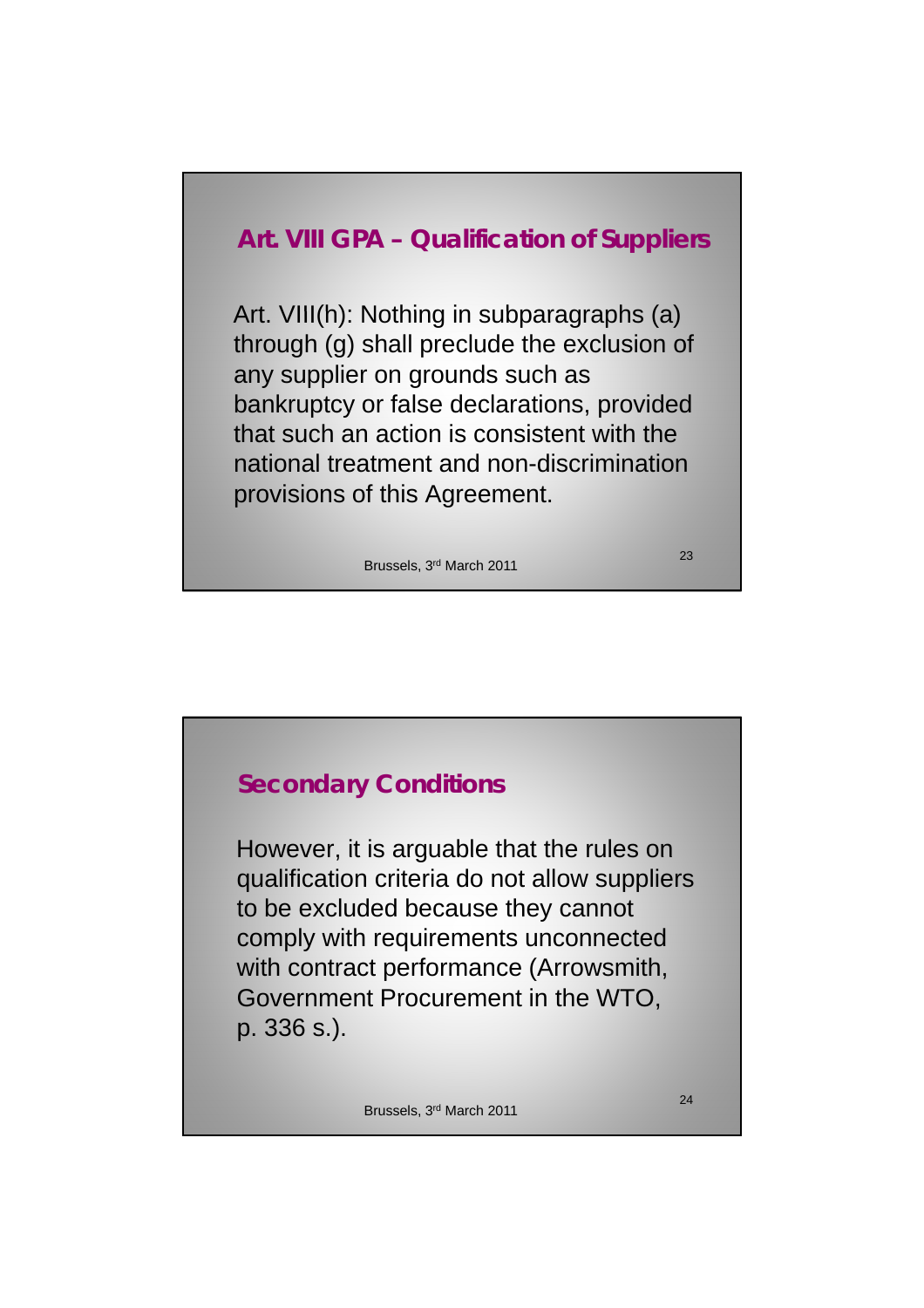## Art. VIII GPA – Qualification of Suppliers

Art. VIII(h): Nothing in subparagraphs (a) through (g) shall preclude the exclusion of any supplier on grounds such as bankruptcy or false declarations, provided that such an action is consistent with the national treatment and non-discrimination provisions of this Agreement.

## Secondary Conditions

However, it is arguable that the rules on qualification criteria do not allow suppliers to be excluded because they cannot comply with requirements unconnected with contract performance (Arrowsmith, Government Procurement in the WTO, p. 336 s.).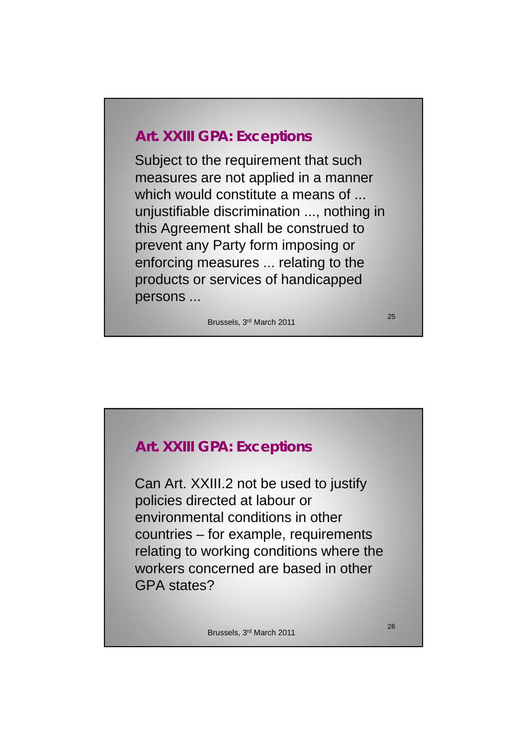## Art. XXIII GPA: Exceptions

Subject to the requirement that such measures are not applied in a manner which would constitute a means of ... unjustifiable discrimination ..., nothing in this Agreement shall be construed to prevent any Party form imposing or enforcing measures ... relating to the products or services of handicapped persons ...

## Art. XXIII GPA: Exceptions

Can Art. XXIII.2 not be used to justify policies directed at labour or environmental conditions in other countries – for example, requirements relating to working conditions where the workers concerned are based in other GPA states?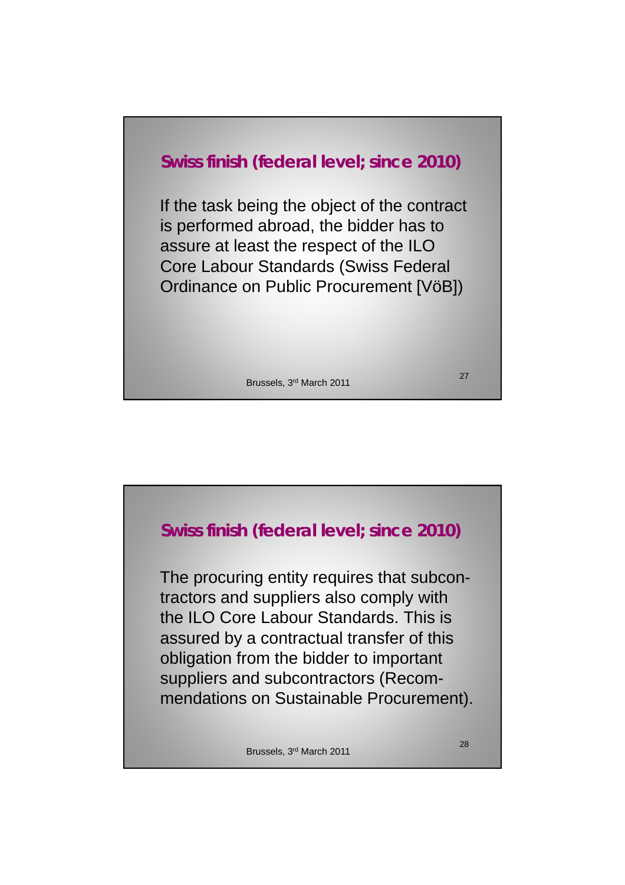## Swiss finish (federal level; since 2010)

If the task being the object of the contract is performed abroad, the bidder has to assure at least the respect of the ILO Core Labour Standards (Swiss Federal Ordinance on Public Procurement [VöB])

Brussels, 3rd March 2011

## Swiss finish (federal level; since 2010)

The procuring entity requires that subcontractors and suppliers also comply with the ILO Core Labour Standards. This is assured by a contractual transfer of this obligation from the bidder to important suppliers and subcontractors (Recommendations on Sustainable Procurement).

Brussels, 3rd March 2011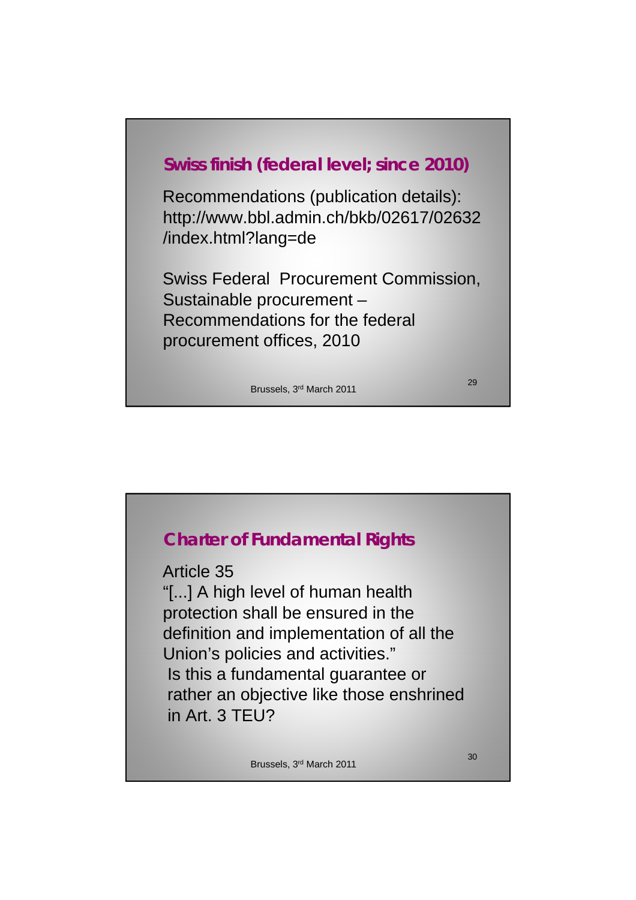## Swiss finish (federal level; since 2010)

Recommendations (publication details): http://www.bbl.admin.ch/bkb/02617/02632/index.html?lang=de

Swiss Federal Procurement Commission, Sustainable procurement – Recommendations for the federal procurement offices, 2010

Brussels, 3rd March 2011

## Charter of Fundamental Rights

Article 35

"[...] A high level of human health protection shall be ensured in the definition and implementation of all the Union's policies and activities."

Is this a fundamental guarantee or rather an objective like those enshrined in Art. 3 TEU?

Brussels, 3rd March 2011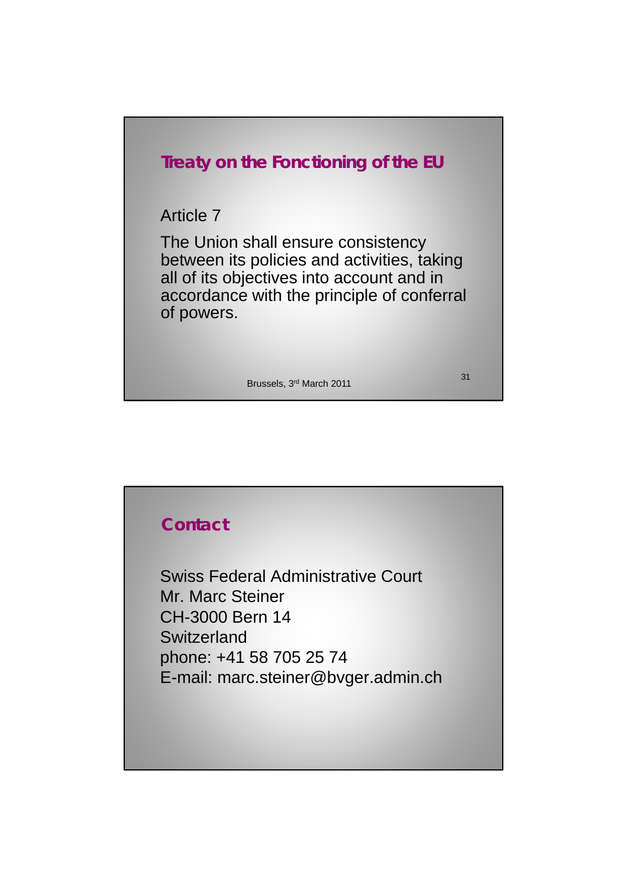## Treaty on the Fonctioning of the EU

Article 7

The Union shall ensure consistency between its policies and activities, taking all of its objectives into account and in accordance with the principle of conferral of powers.

Brussels, 3rd March 2011

## Contact

Swiss Federal Administrative Court
Mr. Marc Steiner
CH-3000 Bern 14
Switzerland
phone: +41 58 705 25 74
E-mail: marc.steiner@bvger.admin.ch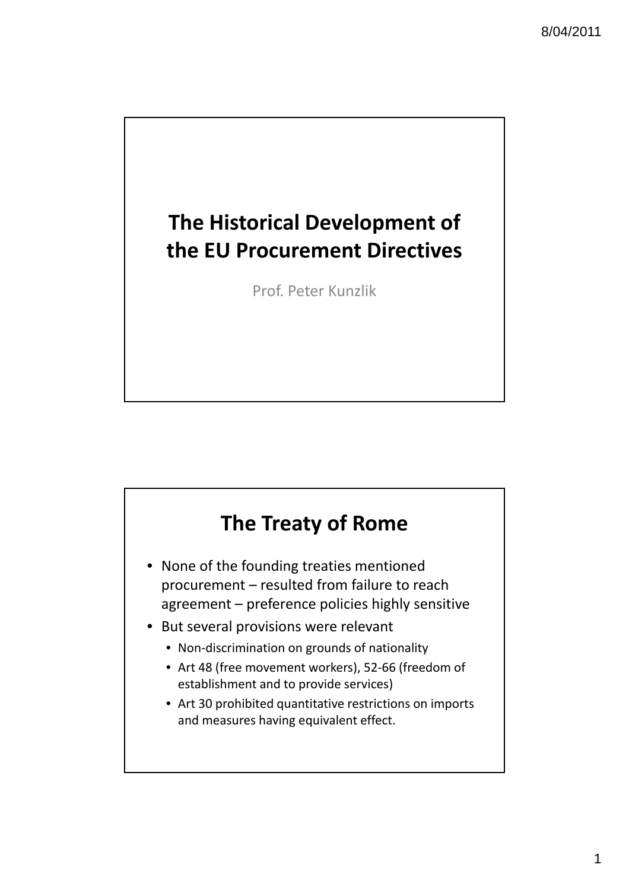# The Historical Development of the EU Procurement Directives

Prof. Peter Kunzlik

# The Treaty of Rome

- None of the founding treaties mentioned procurement – resulted from failure to reach agreement – preference policies highly sensitive
- But several provisions were relevant
  - Non-discrimination on grounds of nationality
  - Art 48 (free movement workers), 52-66 (freedom of establishment and to provide services)
  - Art 30 prohibited quantitative restrictions on imports and measures having equivalent effect.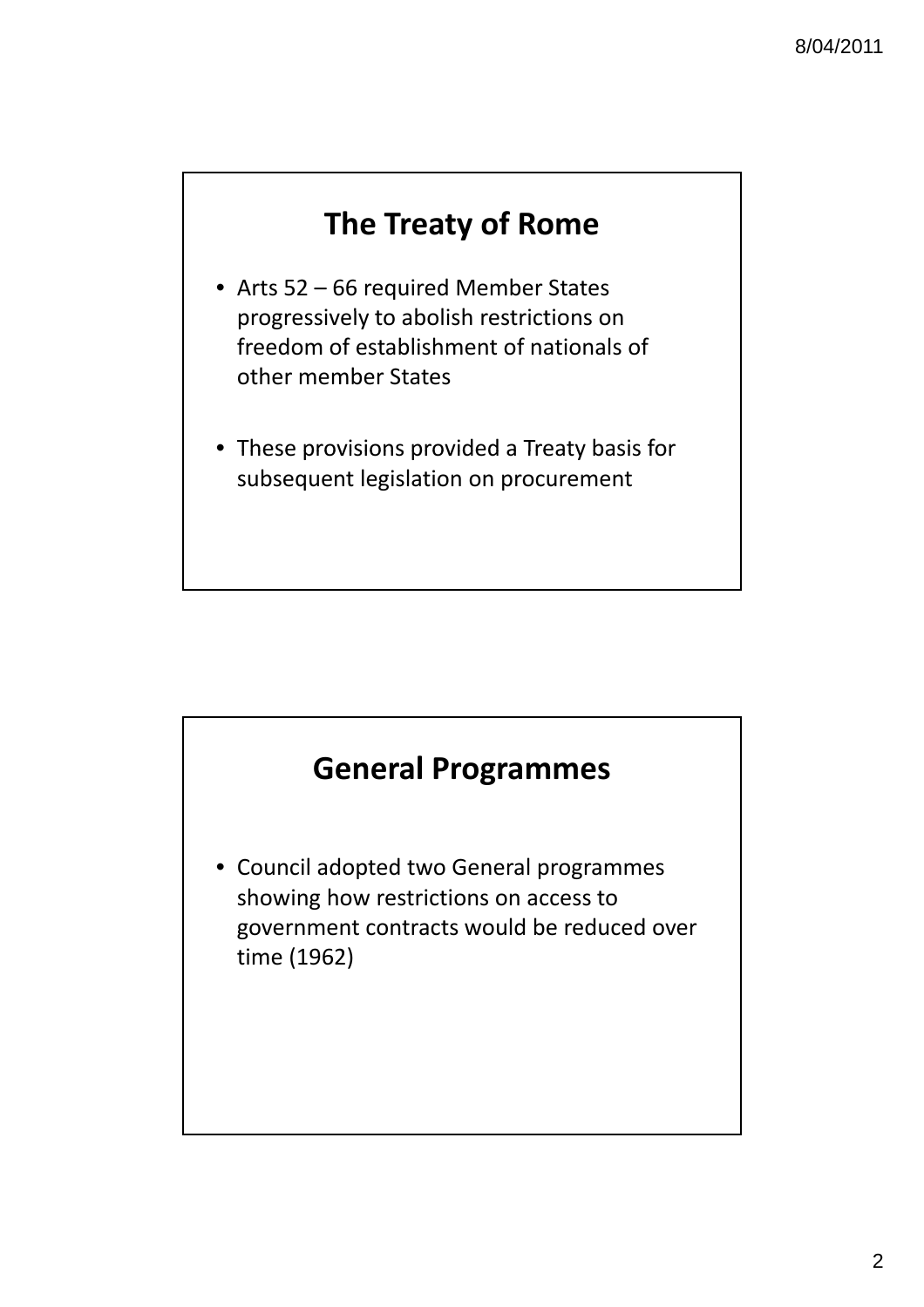## The Treaty of Rome

- Arts 52 – 66 required Member States progressively to abolish restrictions on freedom of establishment of nationals of other member States
- These provisions provided a Treaty basis for subsequent legislation on procurement

## General Programmes

- Council adopted two General programmes showing how restrictions on access to government contracts would be reduced over time (1962)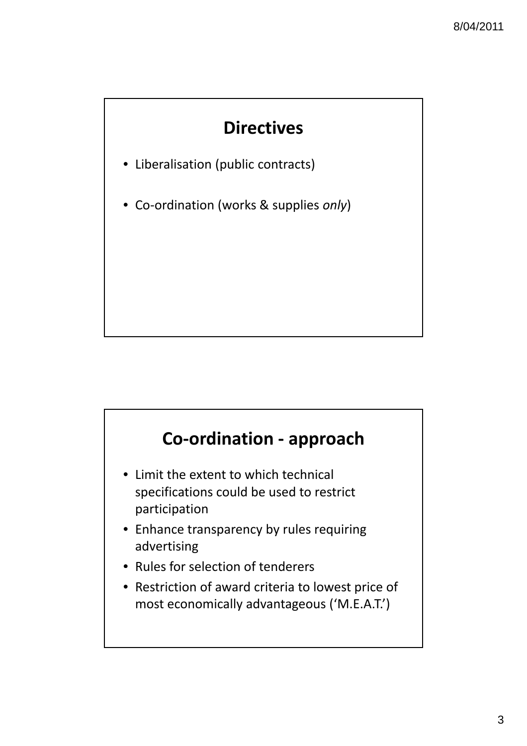## Directives

- Liberalisation (public contracts)
- Co-ordination (works & supplies *only*)

## Co-ordination - approach

- Limit the extent to which technical specifications could be used to restrict participation
- Enhance transparency by rules requiring advertising
- Rules for selection of tenderers
- Restriction of award criteria to lowest price of most economically advantageous ('M.E.A.T.')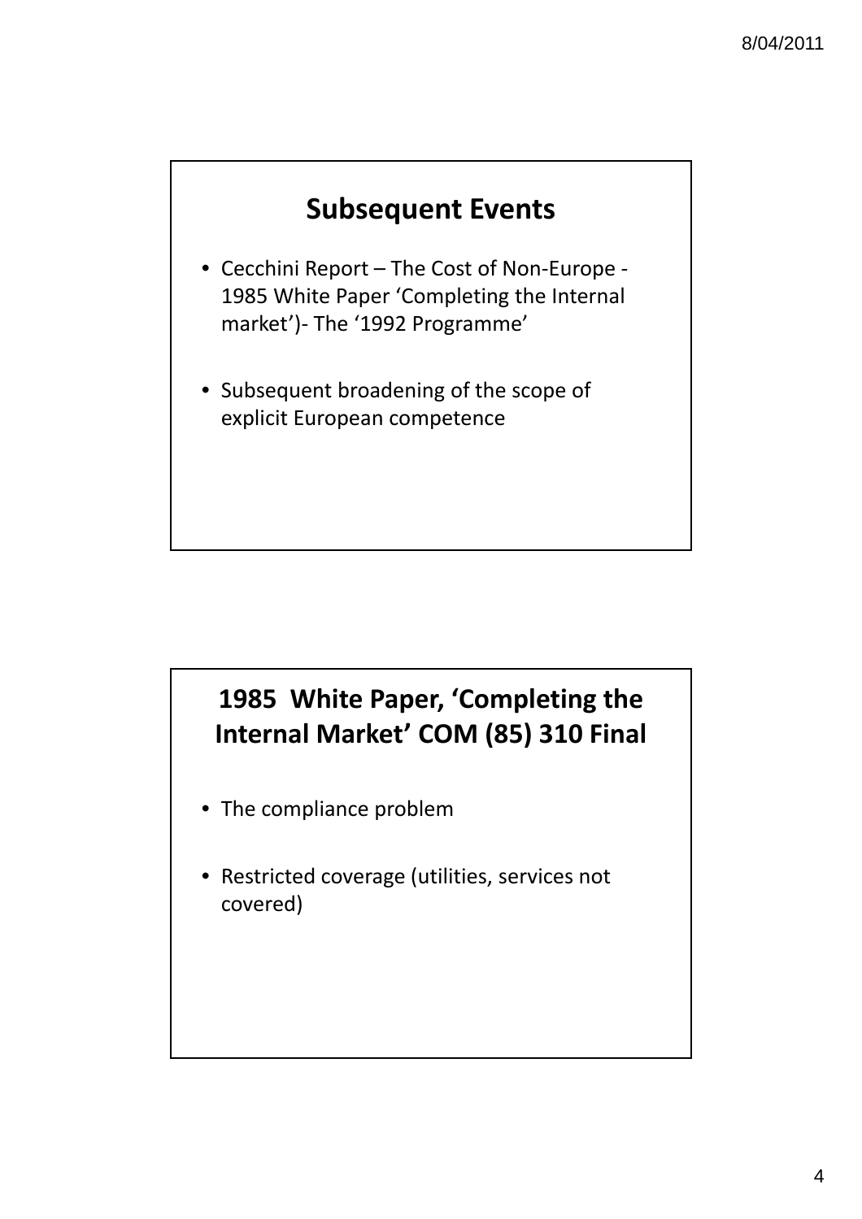## Subsequent Events

- Cecchini Report – The Cost of Non-Europe - 1985 White Paper 'Completing the Internal market')- The '1992 Programme'
- Subsequent broadening of the scope of explicit European competence

## 1985 White Paper, 'Completing the Internal Market' COM (85) 310 Final

- The compliance problem
- Restricted coverage (utilities, services not covered)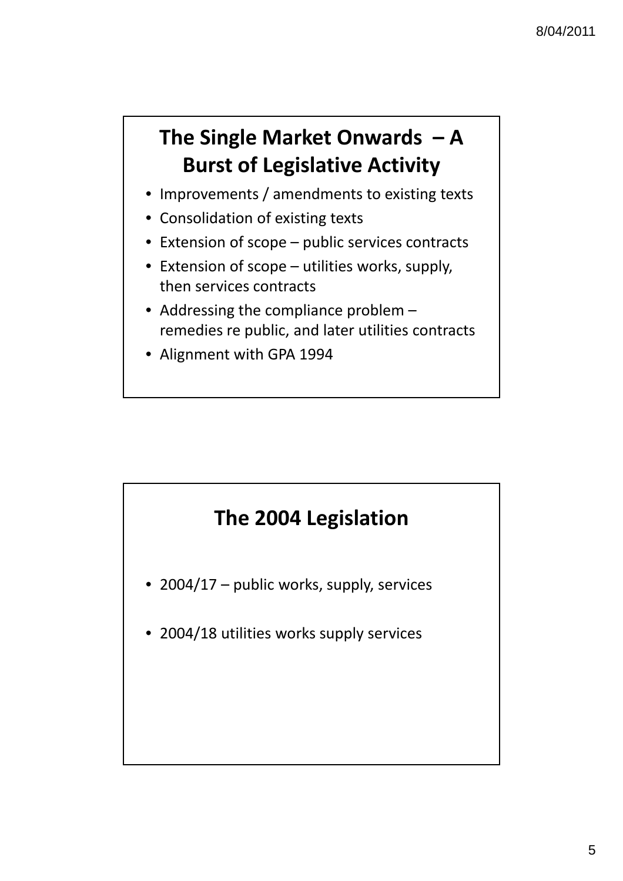## The Single Market Onwards – A Burst of Legislative Activity

- Improvements / amendments to existing texts
- Consolidation of existing texts
- Extension of scope – public services contracts
- Extension of scope – utilities works, supply, then services contracts
- Addressing the compliance problem – remedies re public, and later utilities contracts
- Alignment with GPA 1994

## The 2004 Legislation

- 2004/17 – public works, supply, services
- 2004/18 utilities works supply services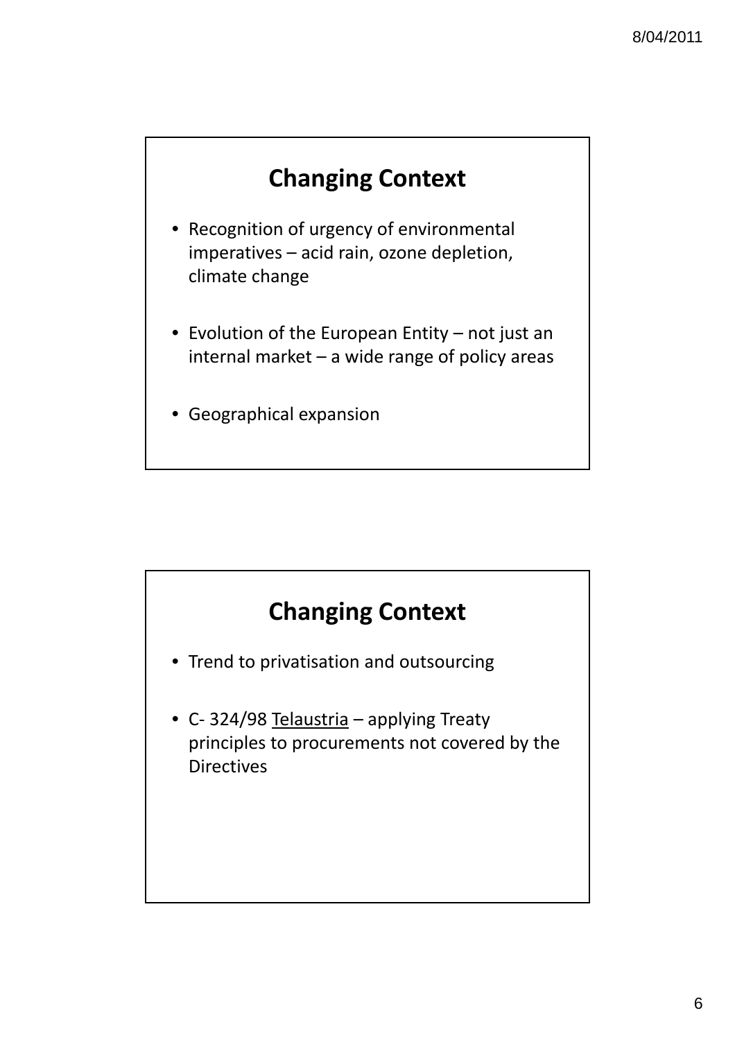## Changing Context

- Recognition of urgency of environmental imperatives – acid rain, ozone depletion, climate change
- Evolution of the European Entity – not just an internal market – a wide range of policy areas
- Geographical expansion

## Changing Context

- Trend to privatisation and outsourcing
- C- 324/98 Telaustria – applying Treaty principles to procurements not covered by the Directives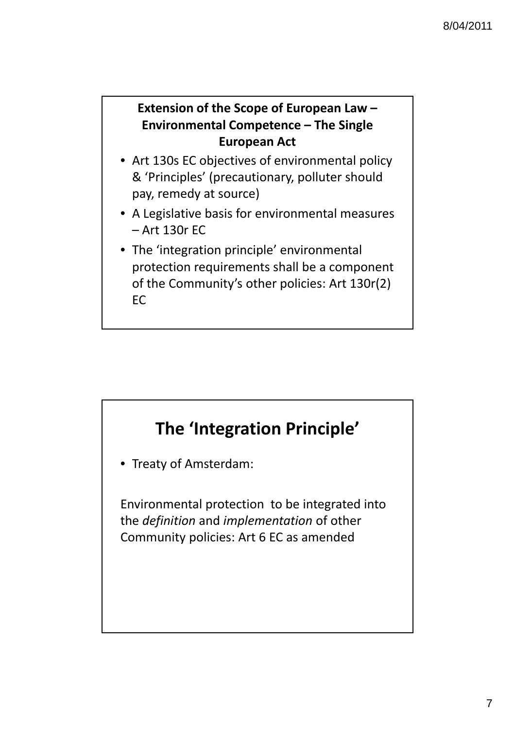### Extension of the Scope of European Law – Environmental Competence – The Single European Act

- Art 130s EC objectives of environmental policy & 'Principles' (precautionary, polluter should pay, remedy at source)
- A Legislative basis for environmental measures – Art 130r EC
- The 'integration principle' environmental protection requirements shall be a component of the Community's other policies: Art 130r(2) EC

## The 'Integration Principle'

- Treaty of Amsterdam:

Environmental protection to be integrated into the *definition* and *implementation* of other Community policies: Art 6 EC as amended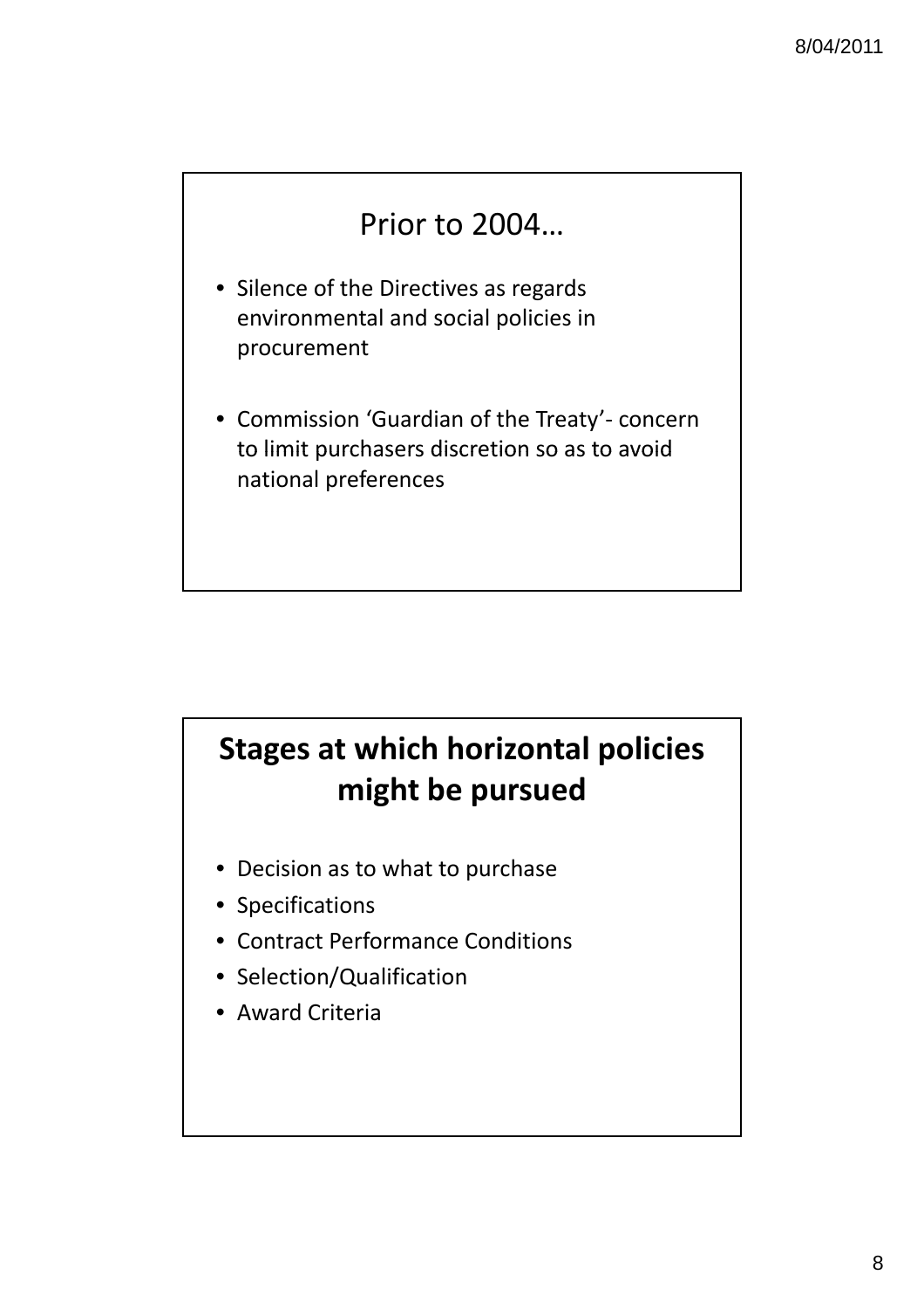## Prior to 2004…

- Silence of the Directives as regards environmental and social policies in procurement
- Commission 'Guardian of the Treaty'- concern to limit purchasers discretion so as to avoid national preferences

## Stages at which horizontal policies might be pursued

- Decision as to what to purchase
- Specifications
- Contract Performance Conditions
- Selection/Qualification
- Award Criteria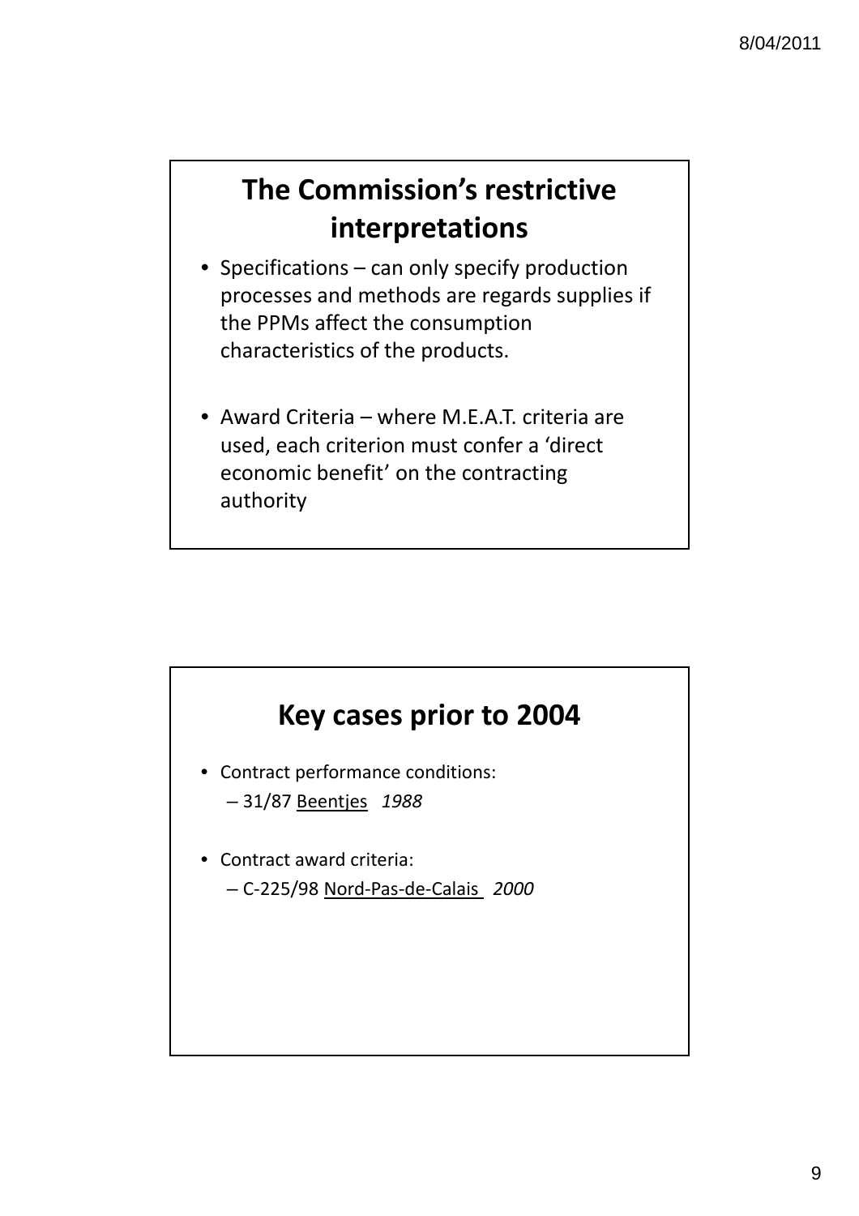## The Commission's restrictive interpretations

- Specifications – can only specify production processes and methods are regards supplies if the PPMs affect the consumption characteristics of the products.
- Award Criteria – where M.E.A.T. criteria are used, each criterion must confer a 'direct economic benefit' on the contracting authority

## Key cases prior to 2004

- Contract performance conditions:
  - 31/87 Beentjes *1988*
- Contract award criteria:
  - C-225/98 Nord-Pas-de-Calais *2000*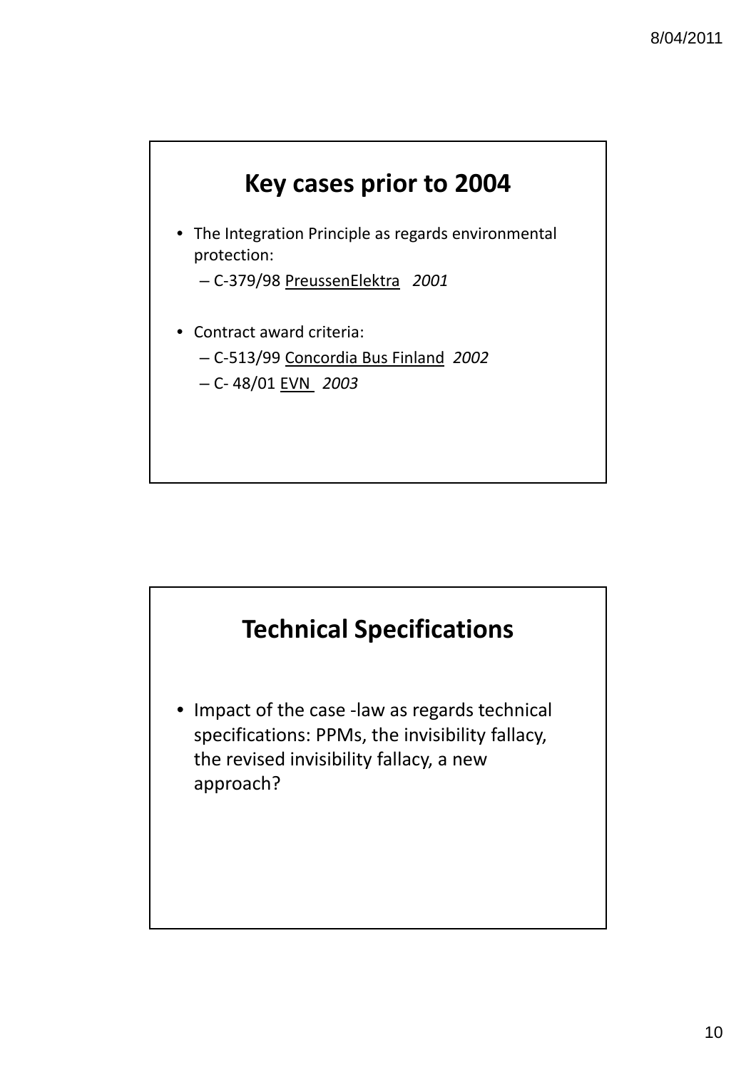## Key cases prior to 2004

- The Integration Principle as regards environmental protection:
  - C-379/98 PreussenElektra *2001*
- Contract award criteria:
  - C-513/99 Concordia Bus Finland *2002*
  - C- 48/01 EVN *2003*

## Technical Specifications

- Impact of the case -law as regards technical specifications: PPMs, the invisibility fallacy, the revised invisibility fallacy, a new approach?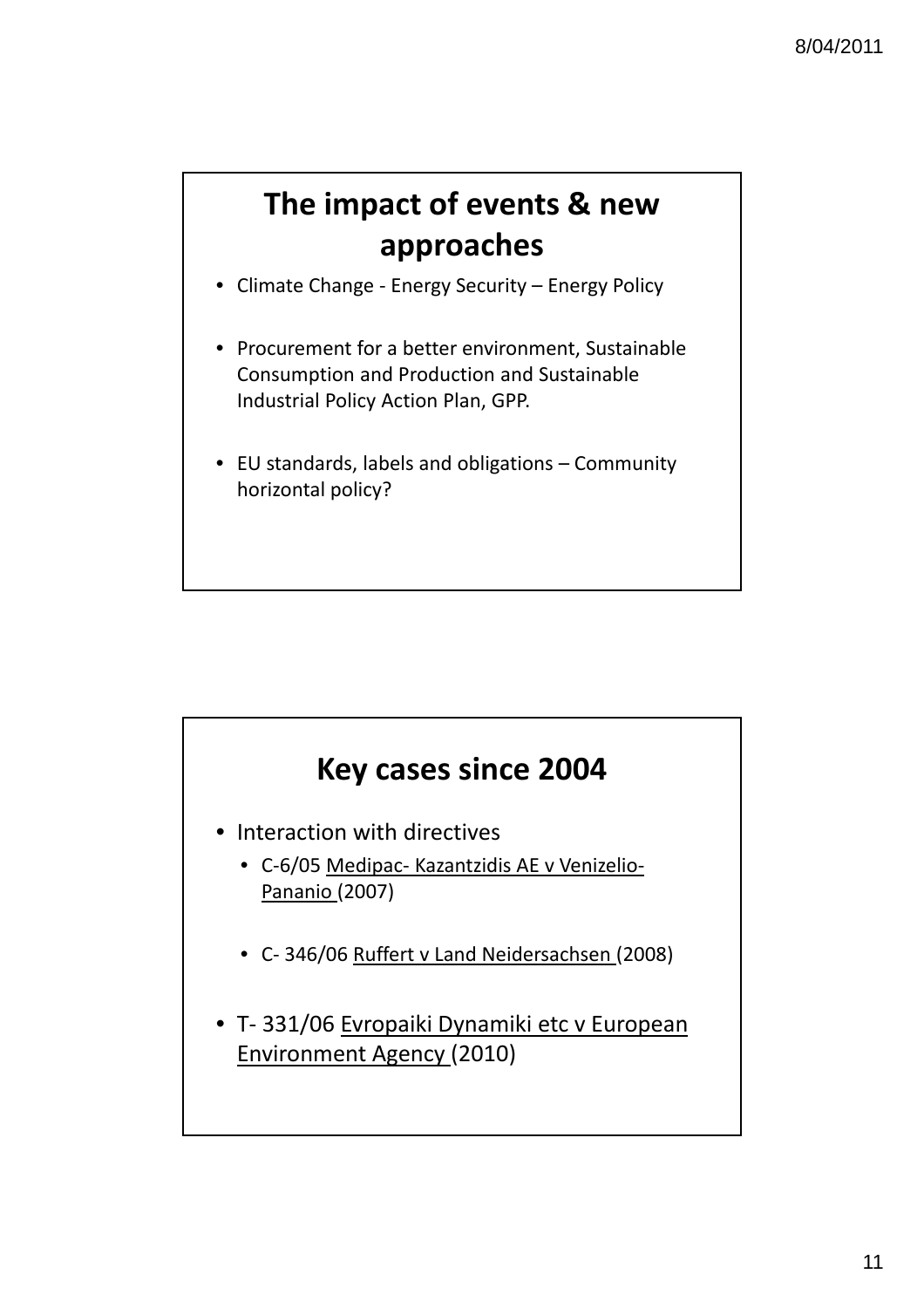## The impact of events & new approaches

- Climate Change - Energy Security – Energy Policy
- Procurement for a better environment, Sustainable Consumption and Production and Sustainable Industrial Policy Action Plan, GPP.
- EU standards, labels and obligations – Community horizontal policy?

## Key cases since 2004

- Interaction with directives
  - C-6/05 Medipac- Kazantzidis AE v Venizelio-Pananio (2007)
  - C- 346/06 Ruffert v Land Neidersachsen (2008)
- T- 331/06 Evropaiki Dynamiki etc v European Environment Agency (2010)